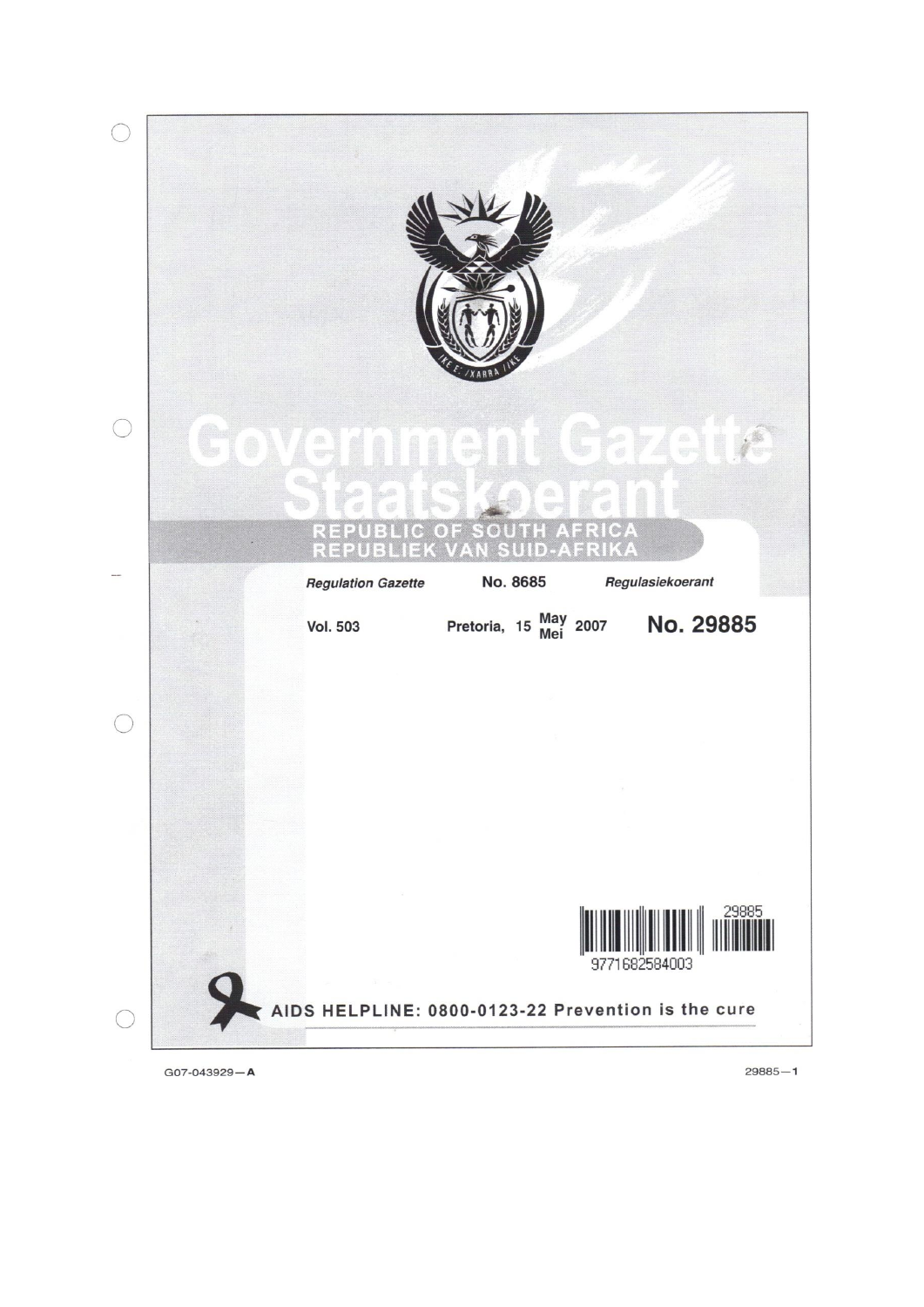# Government Gazette
# Staatskoerant

REPUBLIC OF SOUTH AFRICA
REPUBLIEK VAN SUID-AFRIKA

*Regulation Gazette* **No. 8685** *Regulasiekoerant*

**Vol. 503** **Pretoria, 15 May/Mei 2007** **No. 29885**

AIDS HELPLINE: 0800-0123-22 Prevention is the cure

G07-043929—A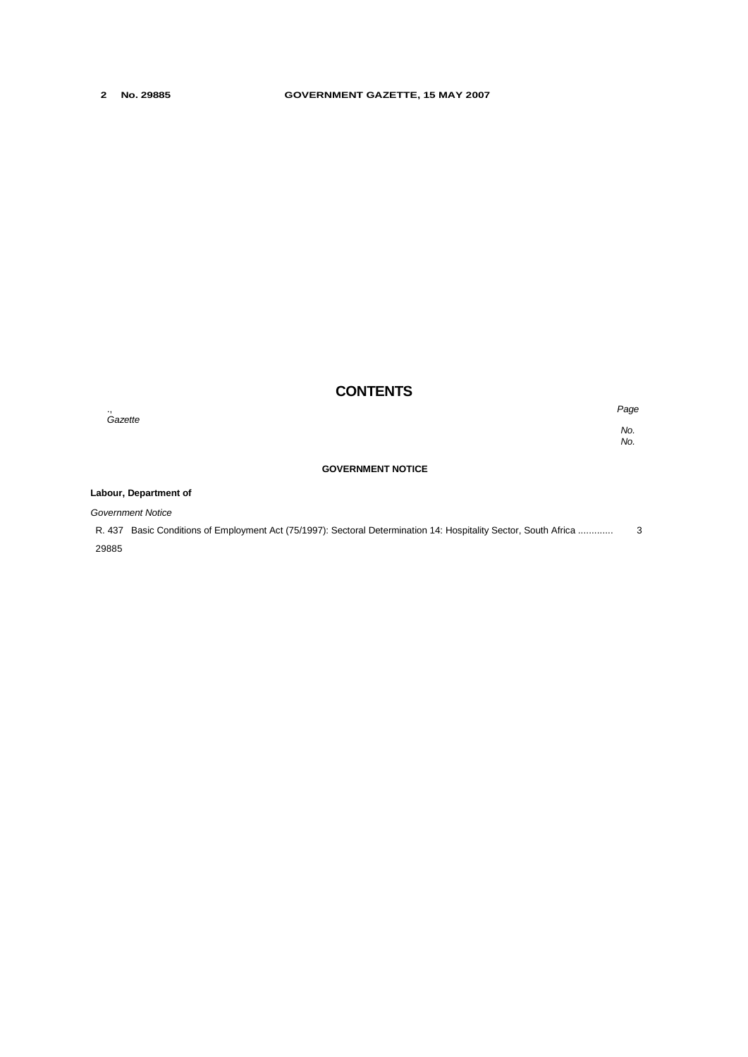# CONTENTS

| | Page No. | Gazette No. |
|---|---|---|
| **GOVERNMENT NOTICE** | | |
| **Labour, Department of** | | |
| *Government Notice* | | |
| R. 437 Basic Conditions of Employment Act (75/1997): Sectoral Determination 14: Hospitality Sector, South Africa ............ | 3 | 29885 |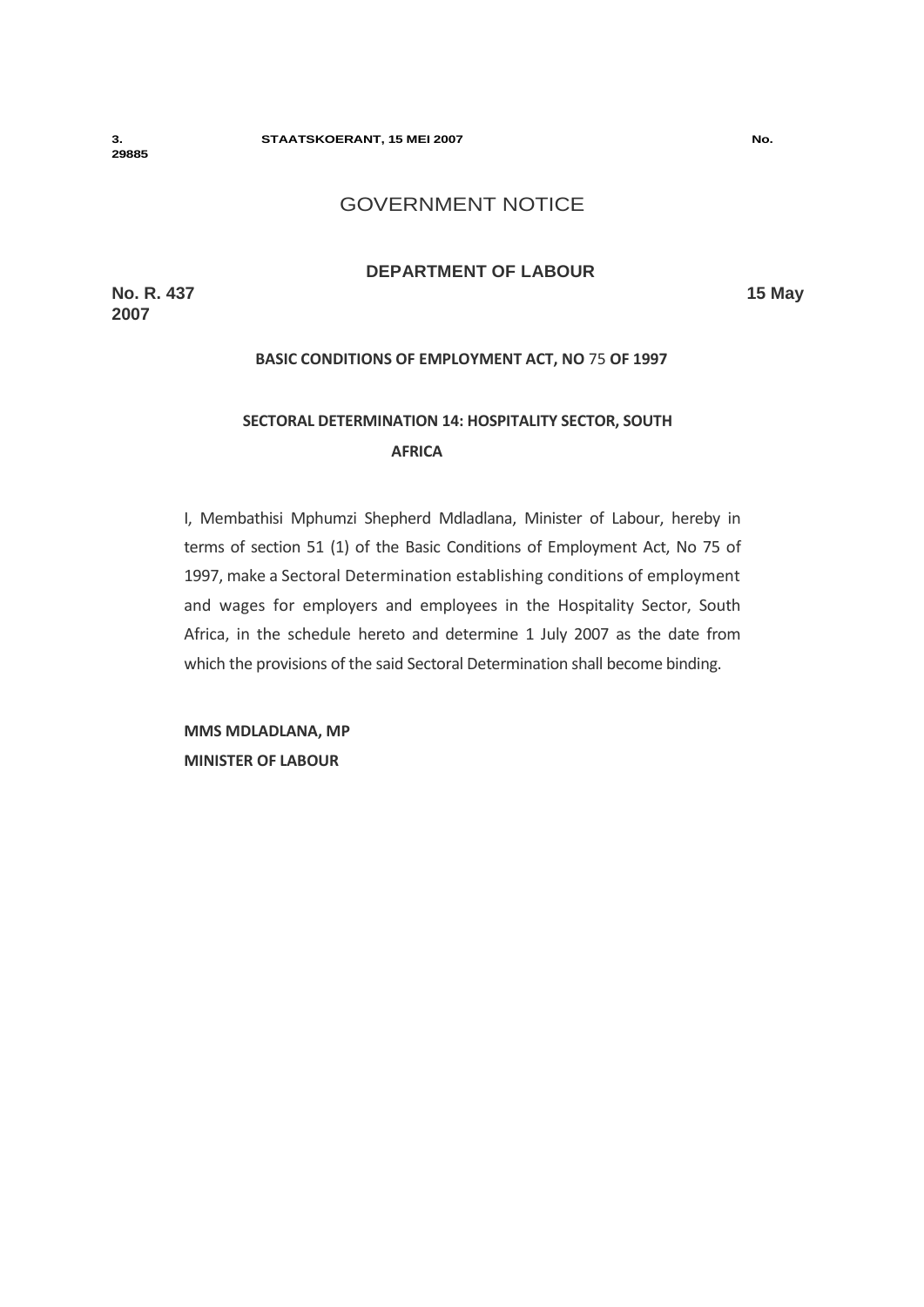# GOVERNMENT NOTICE

## DEPARTMENT OF LABOUR

**No. R. 437** **15 May 2007**

**BASIC CONDITIONS OF EMPLOYMENT ACT, NO 75 OF 1997**

**SECTORAL DETERMINATION 14: HOSPITALITY SECTOR, SOUTH AFRICA**

I, Membathisi Mphumzi Shepherd Mdladlana, Minister of Labour, hereby in terms of section 51 (1) of the Basic Conditions of Employment Act, No 75 of 1997, make a Sectoral Determination establishing conditions of employment and wages for employers and employees in the Hospitality Sector, South Africa, in the schedule hereto and determine 1 July 2007 as the date from which the provisions of the said Sectoral Determination shall become binding.

**MMS MDLADLANA, MP**
**MINISTER OF LABOUR**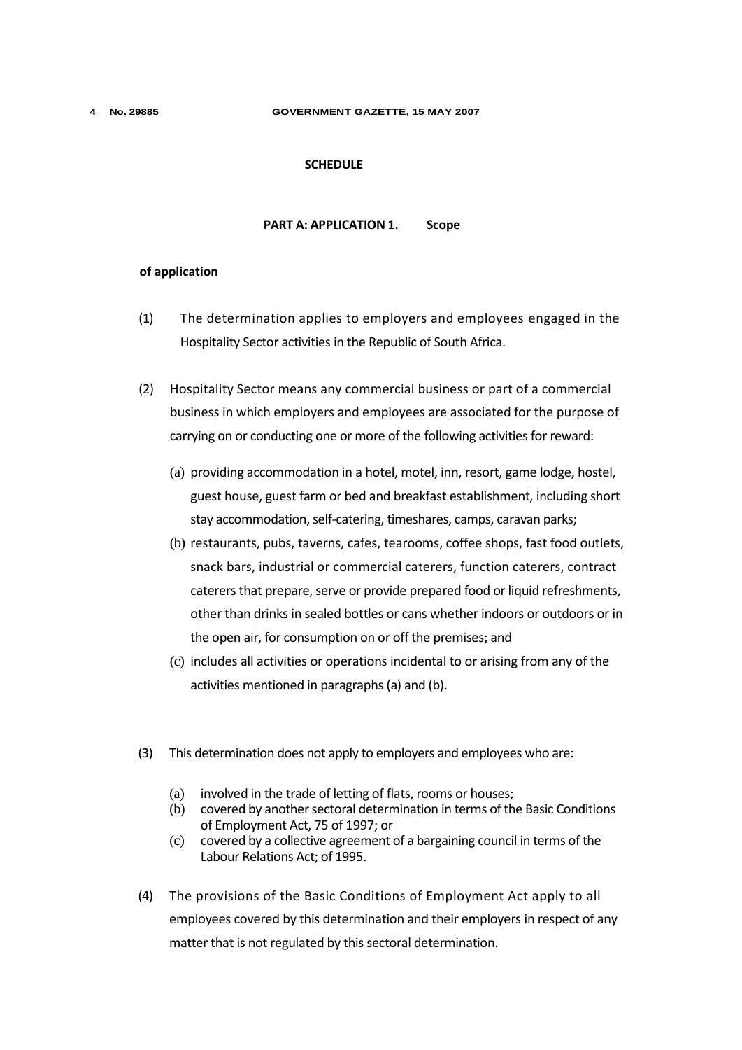**SCHEDULE**

**PART A: APPLICATION 1. Scope**

**of application**

(1) The determination applies to employers and employees engaged in the Hospitality Sector activities in the Republic of South Africa.

(2) Hospitality Sector means any commercial business or part of a commercial business in which employers and employees are associated for the purpose of carrying on or conducting one or more of the following activities for reward:

(a) providing accommodation in a hotel, motel, inn, resort, game lodge, hostel, guest house, guest farm or bed and breakfast establishment, including short stay accommodation, self-catering, timeshares, camps, caravan parks;

(b) restaurants, pubs, taverns, cafes, tearooms, coffee shops, fast food outlets, snack bars, industrial or commercial caterers, function caterers, contract caterers that prepare, serve or provide prepared food or liquid refreshments, other than drinks in sealed bottles or cans whether indoors or outdoors or in the open air, for consumption on or off the premises; and

(c) includes all activities or operations incidental to or arising from any of the activities mentioned in paragraphs (a) and (b).

(3) This determination does not apply to employers and employees who are:

(a) involved in the trade of letting of flats, rooms or houses;
(b) covered by another sectoral determination in terms of the Basic Conditions of Employment Act, 75 of 1997; or
(c) covered by a collective agreement of a bargaining council in terms of the Labour Relations Act; of 1995.

(4) The provisions of the Basic Conditions of Employment Act apply to all employees covered by this determination and their employers in respect of any matter that is not regulated by this sectoral determination.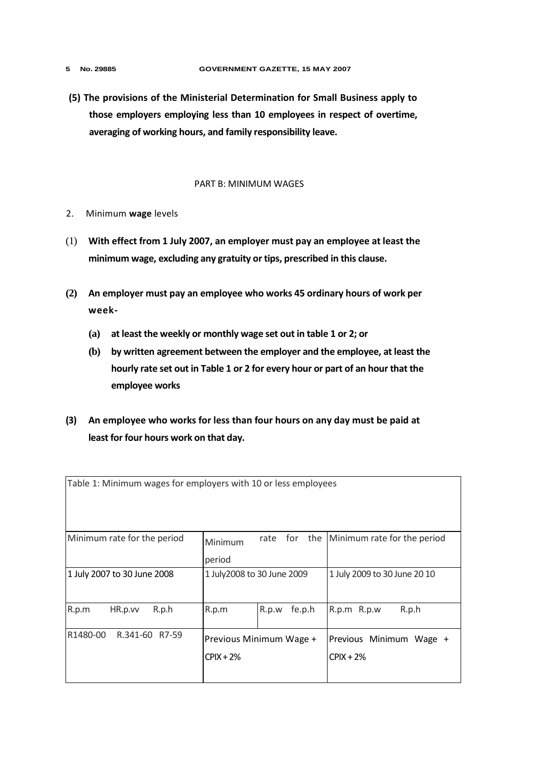**(5) The provisions of the Ministerial Determination for Small Business apply to those employers employing less than 10 employees in respect of overtime, averaging of working hours, and family responsibility leave.**

PART B: MINIMUM WAGES

2. Minimum **wage** levels

(1) **With effect from 1 July 2007, an employer must pay an employee at least the minimum wage, excluding any gratuity or tips, prescribed in this clause.**

**(2) An employer must pay an employee who works 45 ordinary hours of work per week-**

**(a) at least the weekly or monthly wage set out in table 1 or 2; or**

**(b) by written agreement between the employer and the employee, at least the hourly rate set out in Table 1 or 2 for every hour or part of an hour that the employee works**

**(3) An employee who works for less than four hours on any day must be paid at least for four hours work on that day.**

| Table 1: Minimum wages for employers with 10 or less employees | | | | | | | | |
|---|---|---|---|---|---|---|---|---|
| Minimum rate for the period | | | Minimum rate for the period | | | Minimum rate for the period | | |
| 1 July 2007 to 30 June 2008 | | | 1 July2008 to 30 June 2009 | | | 1 July 2009 to 30 June 20 10 | | |
| R.p.m | HR.p.vv | R.p.h | R.p.m | R.p.w | fe.p.h | R.p.m | R.p.w | R.p.h |
| R1480-00 | R.341-60 | R7-59 | Previous Minimum Wage + CPIX + 2% | | | Previous Minimum Wage + CPIX + 2% | | |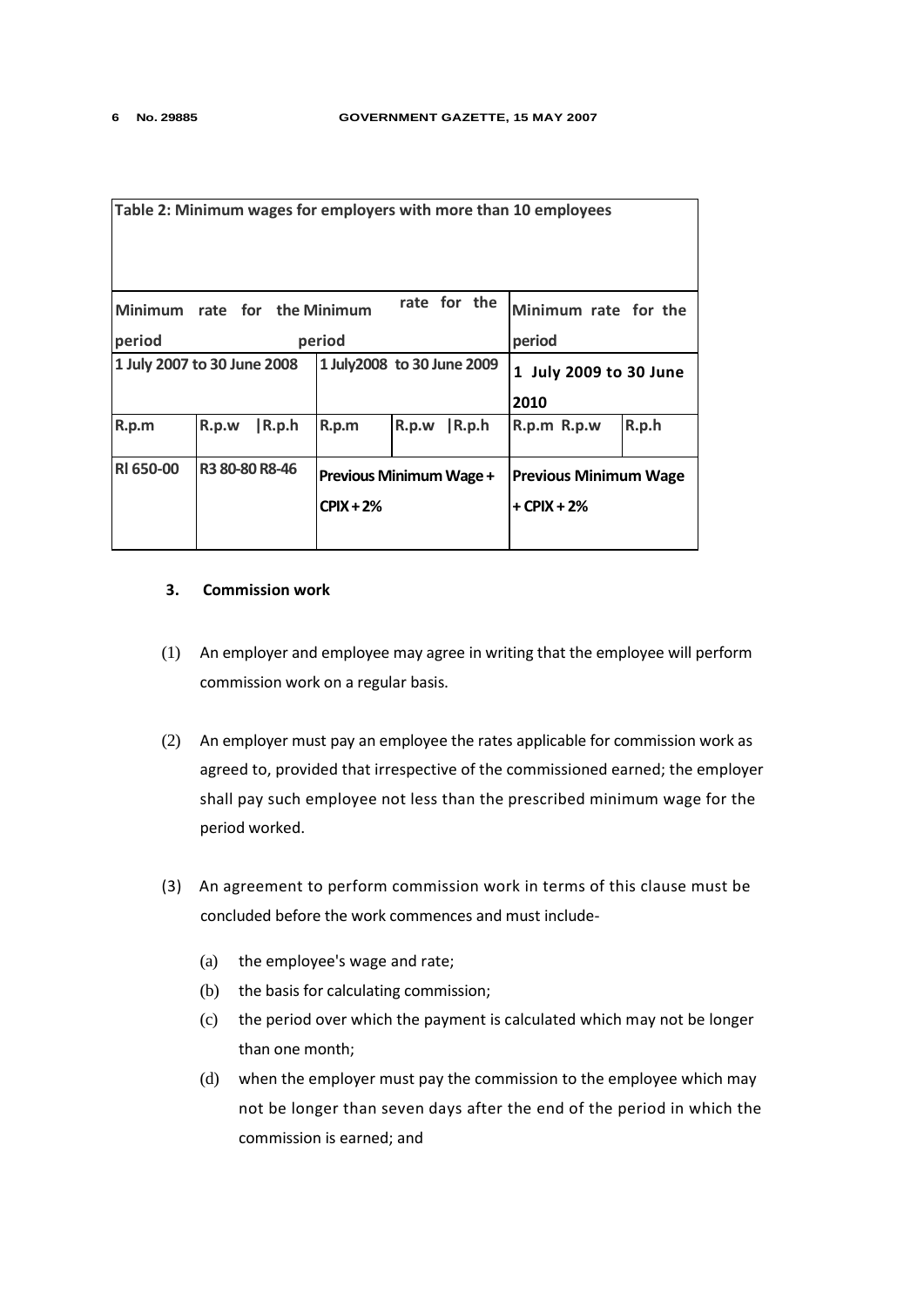| Table 2: Minimum wages for employers with more than 10 employees | | | | | | | |
|---|---|---|---|---|---|---|---|
| Minimum rate for the period | | | Minimum rate for the period | | | Minimum rate for the period | |
| 1 July 2007 to 30 June 2008 | | | 1 July2008 to 30 June 2009 | | | 1 July 2009 to 30 June 2010 | |
| R.p.m | R.p.w | R.p.h | R.p.m | R.p.w | R.p.h | R.p.m R.p.w | R.p.h |
| Rl 650-00 | R3 80-80 | R8-46 | Previous Minimum Wage + CPIX + 2% | | | Previous Minimum Wage + CPIX + 2% | |

### 3. Commission work

(1) An employer and employee may agree in writing that the employee will perform commission work on a regular basis.

(2) An employer must pay an employee the rates applicable for commission work as agreed to, provided that irrespective of the commissioned earned; the employer shall pay such employee not less than the prescribed minimum wage for the period worked.

(3) An agreement to perform commission work in terms of this clause must be concluded before the work commences and must include-

(a) the employee's wage and rate;

(b) the basis for calculating commission;

(c) the period over which the payment is calculated which may not be longer than one month;

(d) when the employer must pay the commission to the employee which may not be longer than seven days after the end of the period in which the commission is earned; and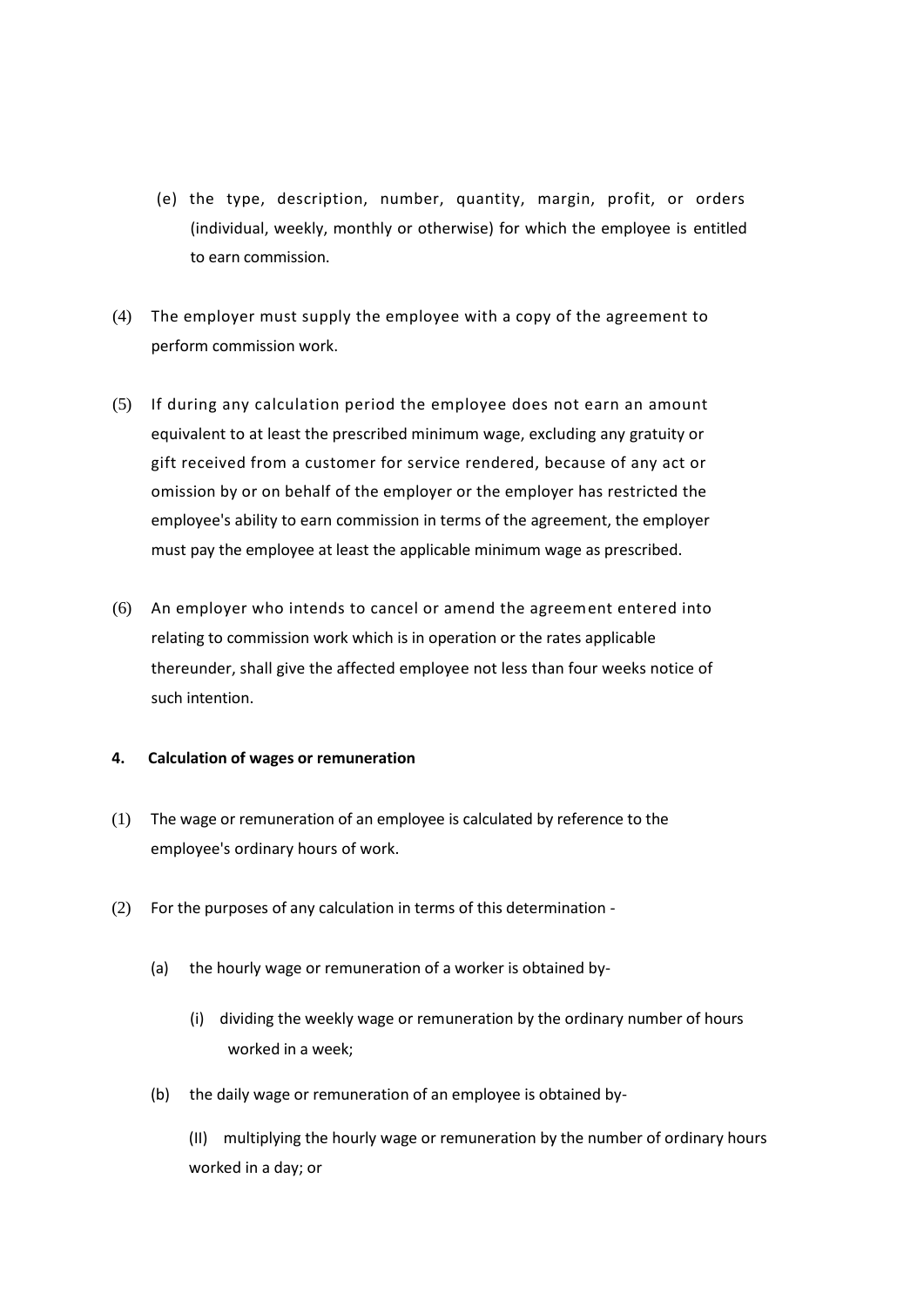(e) the type, description, number, quantity, margin, profit, or orders (individual, weekly, monthly or otherwise) for which the employee is entitled to earn commission.

(4) The employer must supply the employee with a copy of the agreement to perform commission work.

(5) If during any calculation period the employee does not earn an amount equivalent to at least the prescribed minimum wage, excluding any gratuity or gift received from a customer for service rendered, because of any act or omission by or on behalf of the employer or the employer has restricted the employee's ability to earn commission in terms of the agreement, the employer must pay the employee at least the applicable minimum wage as prescribed.

(6) An employer who intends to cancel or amend the agreement entered into relating to commission work which is in operation or the rates applicable thereunder, shall give the affected employee not less than four weeks notice of such intention.

**4. Calculation of wages or remuneration**

(1) The wage or remuneration of an employee is calculated by reference to the employee's ordinary hours of work.

(2) For the purposes of any calculation in terms of this determination -

(a) the hourly wage or remuneration of a worker is obtained by-

(i) dividing the weekly wage or remuneration by the ordinary number of hours worked in a week;

(b) the daily wage or remuneration of an employee is obtained by-

(II) multiplying the hourly wage or remuneration by the number of ordinary hours worked in a day; or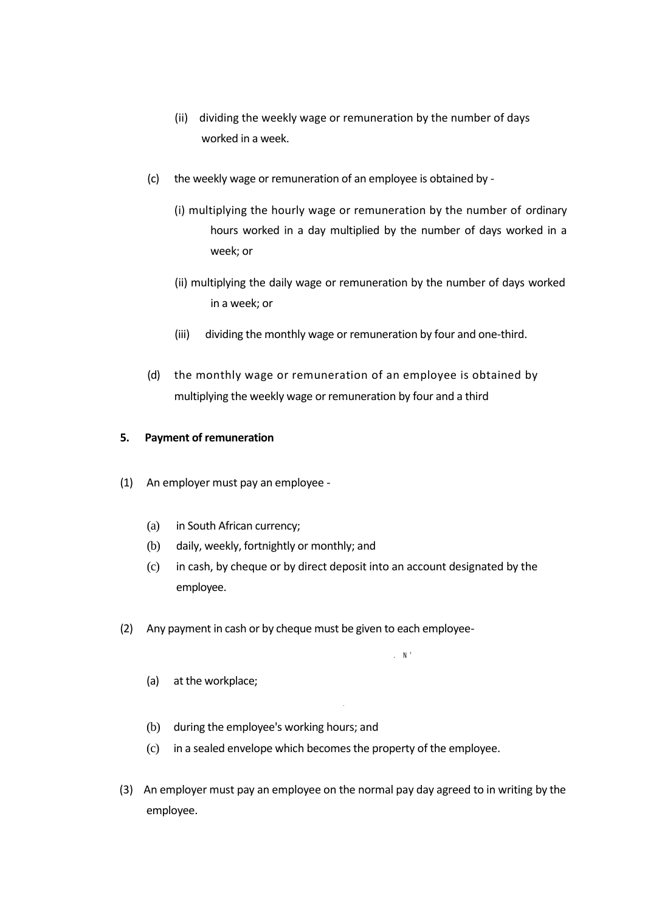(ii) dividing the weekly wage or remuneration by the number of days worked in a week.

(c) the weekly wage or remuneration of an employee is obtained by -

(i) multiplying the hourly wage or remuneration by the number of ordinary hours worked in a day multiplied by the number of days worked in a week; or

(ii) multiplying the daily wage or remuneration by the number of days worked in a week; or

(iii) dividing the monthly wage or remuneration by four and one-third.

(d) the monthly wage or remuneration of an employee is obtained by multiplying the weekly wage or remuneration by four and a third

**5. Payment of remuneration**

(1) An employer must pay an employee -

(a) in South African currency;
(b) daily, weekly, fortnightly or monthly; and
(c) in cash, by cheque or by direct deposit into an account designated by the employee.

(2) Any payment in cash or by cheque must be given to each employee-

(a) at the workplace;
(b) during the employee's working hours; and
(c) in a sealed envelope which becomes the property of the employee.

(3) An employer must pay an employee on the normal pay day agreed to in writing by the employee.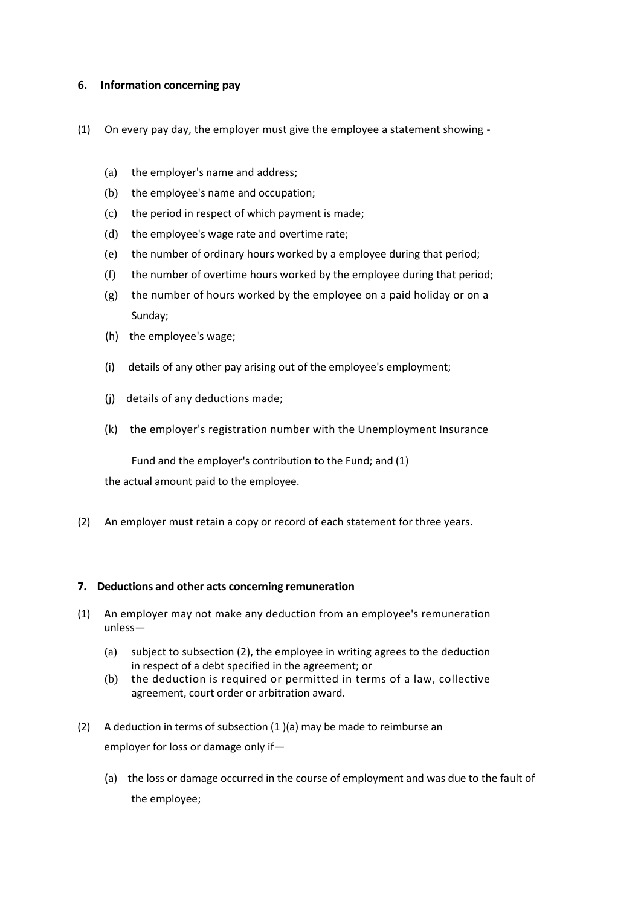### 6. Information concerning pay

(1) On every pay day, the employer must give the employee a statement showing -

(a) the employer's name and address;
(b) the employee's name and occupation;
(c) the period in respect of which payment is made;
(d) the employee's wage rate and overtime rate;
(e) the number of ordinary hours worked by a employee during that period;
(f) the number of overtime hours worked by the employee during that period;
(g) the number of hours worked by the employee on a paid holiday or on a Sunday;
(h) the employee's wage;
(i) details of any other pay arising out of the employee's employment;
(j) details of any deductions made;
(k) the employer's registration number with the Unemployment Insurance Fund and the employer's contribution to the Fund; and (1)
the actual amount paid to the employee.

(2) An employer must retain a copy or record of each statement for three years.

### 7. Deductions and other acts concerning remuneration

(1) An employer may not make any deduction from an employee's remuneration unless—

(a) subject to subsection (2), the employee in writing agrees to the deduction in respect of a debt specified in the agreement; or
(b) the deduction is required or permitted in terms of a law, collective agreement, court order or arbitration award.

(2) A deduction in terms of subsection (1 )(a) may be made to reimburse an employer for loss or damage only if—

(a) the loss or damage occurred in the course of employment and was due to the fault of the employee;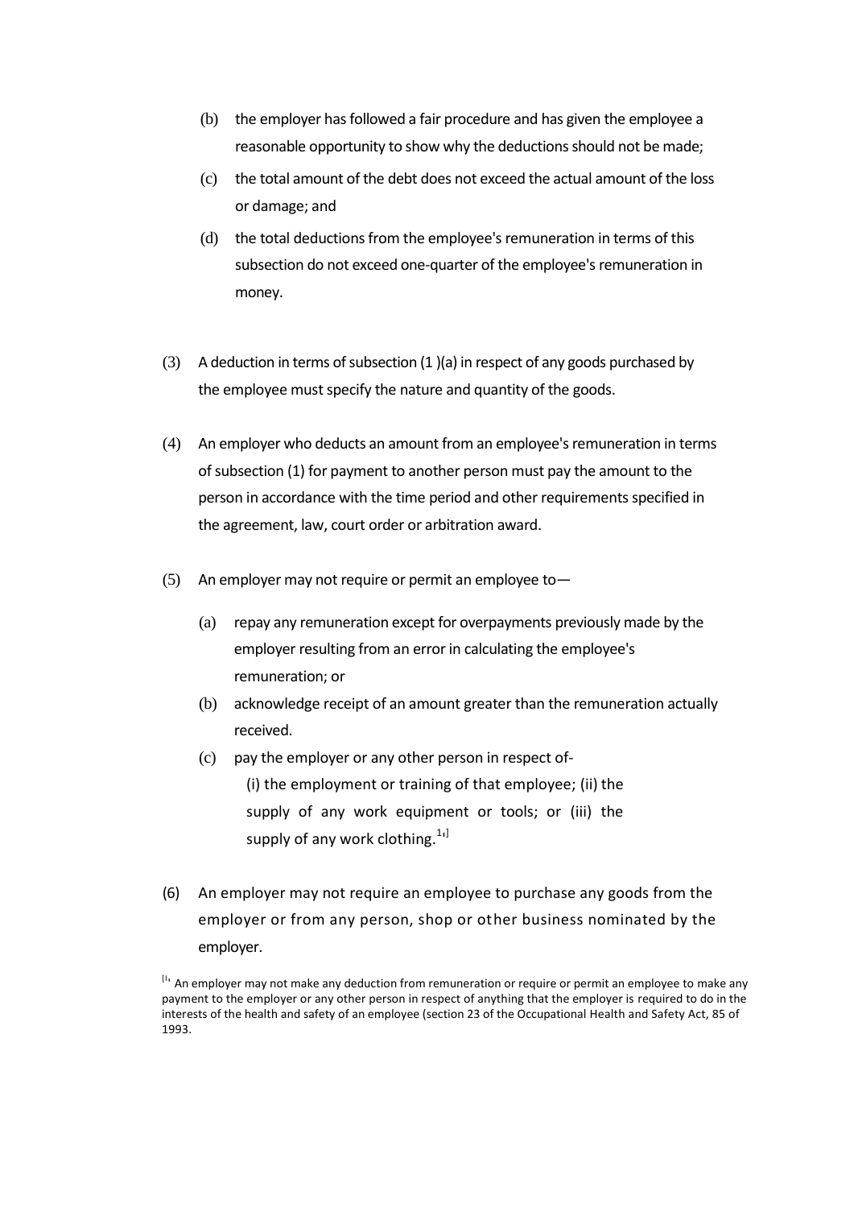(b) the employer has followed a fair procedure and has given the employee a reasonable opportunity to show why the deductions should not be made;

(c) the total amount of the debt does not exceed the actual amount of the loss or damage; and

(d) the total deductions from the employee's remuneration in terms of this subsection do not exceed one-quarter of the employee's remuneration in money.

(3) A deduction in terms of subsection (1 )(a) in respect of any goods purchased by the employee must specify the nature and quantity of the goods.

(4) An employer who deducts an amount from an employee's remuneration in terms of subsection (1) for payment to another person must pay the amount to the person in accordance with the time period and other requirements specified in the agreement, law, court order or arbitration award.

(5) An employer may not require or permit an employee to—

(a) repay any remuneration except for overpayments previously made by the employer resulting from an error in calculating the employee's remuneration; or

(b) acknowledge receipt of an amount greater than the remuneration actually received.

(c) pay the employer or any other person in respect of-
(i) the employment or training of that employee; (ii) the supply of any work equipment or tools; or (iii) the supply of any work clothing.[1]

(6) An employer may not require an employee to purchase any goods from the employer or from any person, shop or other business nominated by the employer.

[1] An employer may not make any deduction from remuneration or require or permit an employee to make any payment to the employer or any other person in respect of anything that the employer is required to do in the interests of the health and safety of an employee (section 23 of the Occupational Health and Safety Act, 85 of 1993.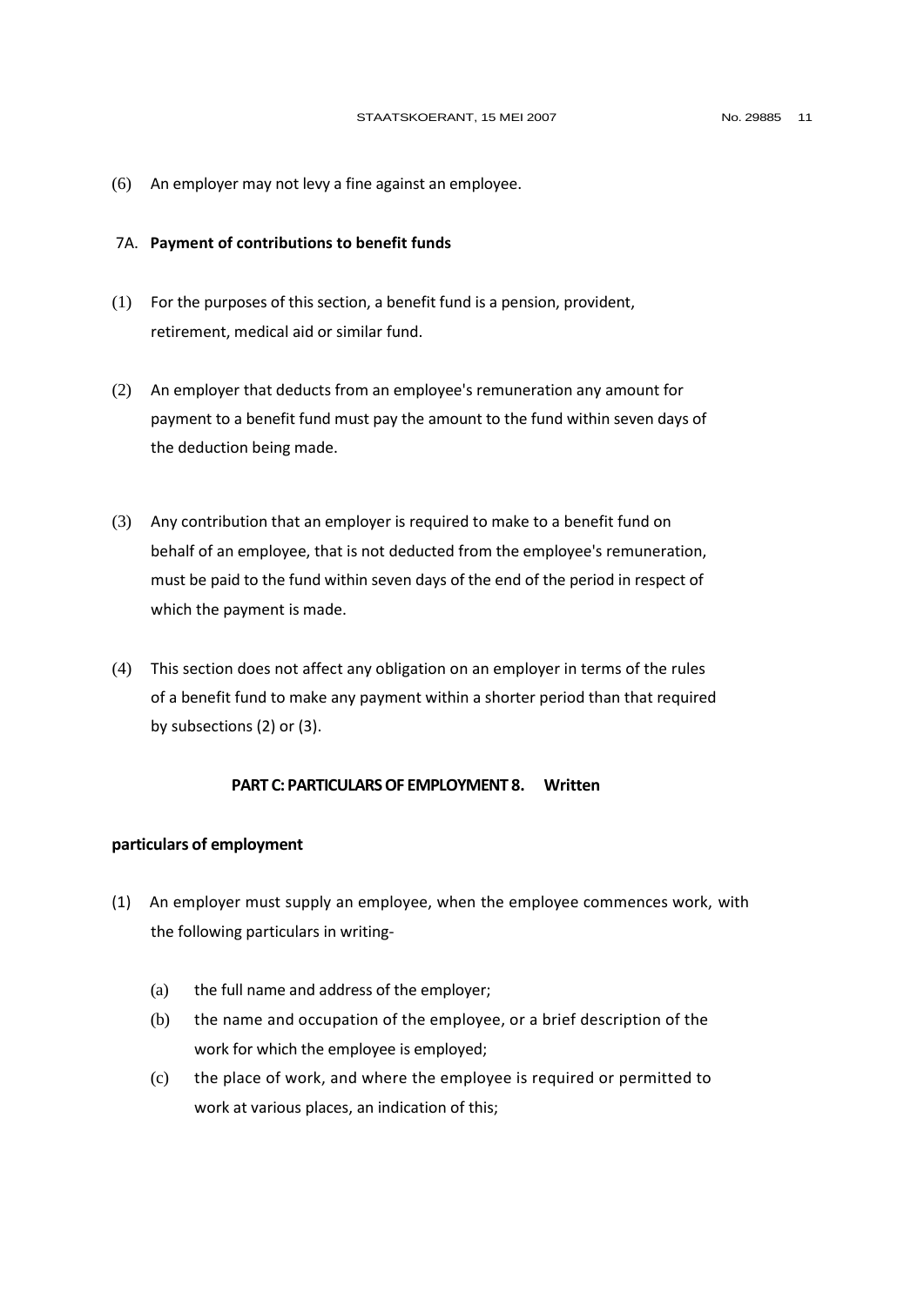(6) An employer may not levy a fine against an employee.

### 7A. **Payment of contributions to benefit funds**

(1) For the purposes of this section, a benefit fund is a pension, provident, retirement, medical aid or similar fund.

(2) An employer that deducts from an employee's remuneration any amount for payment to a benefit fund must pay the amount to the fund within seven days of the deduction being made.

(3) Any contribution that an employer is required to make to a benefit fund on behalf of an employee, that is not deducted from the employee's remuneration, must be paid to the fund within seven days of the end of the period in respect of which the payment is made.

(4) This section does not affect any obligation on an employer in terms of the rules of a benefit fund to make any payment within a shorter period than that required by subsections (2) or (3).

## PART C: PARTICULARS OF EMPLOYMENT

### 8. Written particulars of employment

(1) An employer must supply an employee, when the employee commences work, with the following particulars in writing-

- (a) the full name and address of the employer;
- (b) the name and occupation of the employee, or a brief description of the work for which the employee is employed;
- (c) the place of work, and where the employee is required or permitted to work at various places, an indication of this;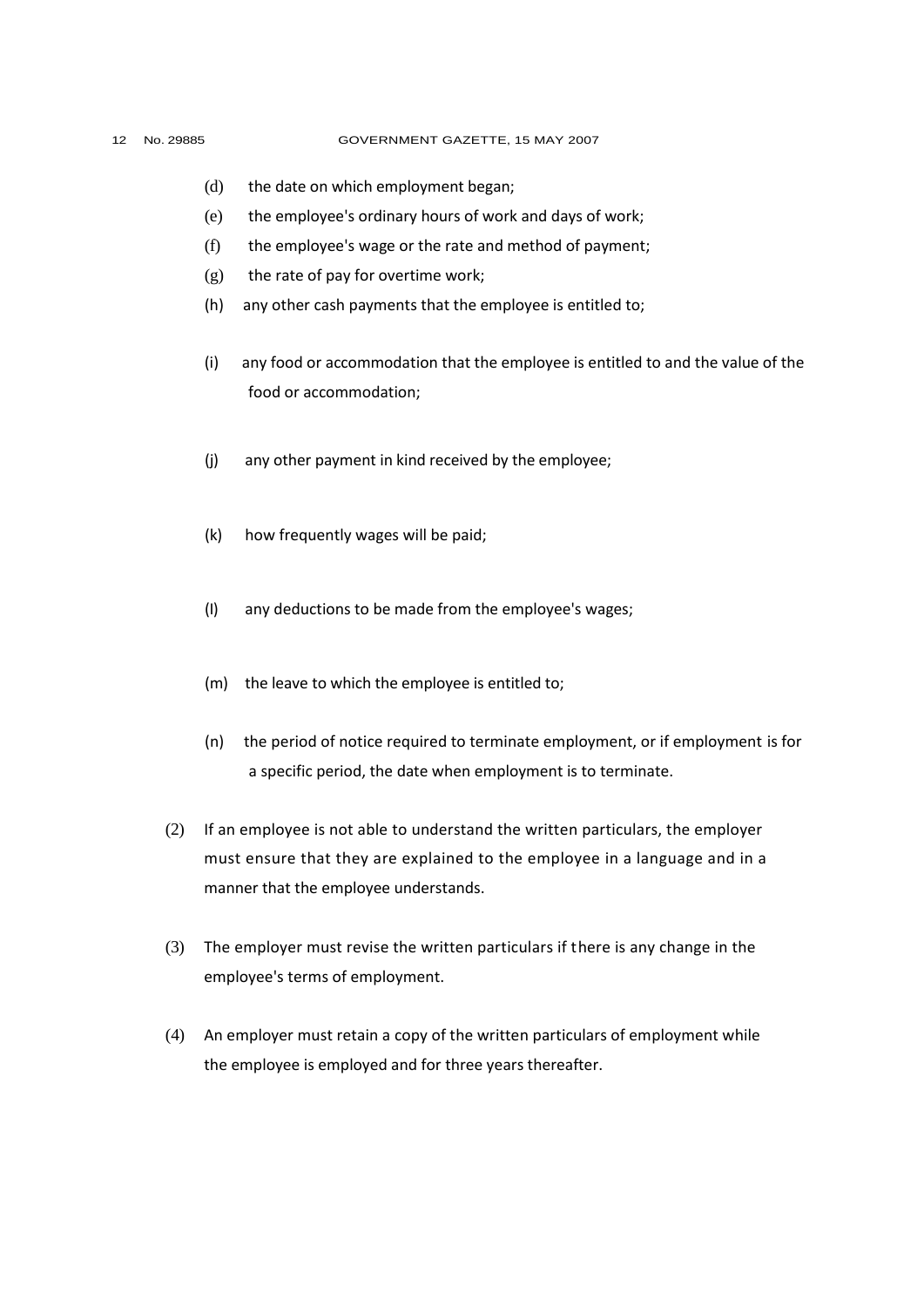(d) the date on which employment began;

(e) the employee's ordinary hours of work and days of work;

(f) the employee's wage or the rate and method of payment;

(g) the rate of pay for overtime work;

(h) any other cash payments that the employee is entitled to;

(i) any food or accommodation that the employee is entitled to and the value of the food or accommodation;

(j) any other payment in kind received by the employee;

(k) how frequently wages will be paid;

(l) any deductions to be made from the employee's wages;

(m) the leave to which the employee is entitled to;

(n) the period of notice required to terminate employment, or if employment is for a specific period, the date when employment is to terminate.

(2) If an employee is not able to understand the written particulars, the employer must ensure that they are explained to the employee in a language and in a manner that the employee understands.

(3) The employer must revise the written particulars if there is any change in the employee's terms of employment.

(4) An employer must retain a copy of the written particulars of employment while the employee is employed and for three years thereafter.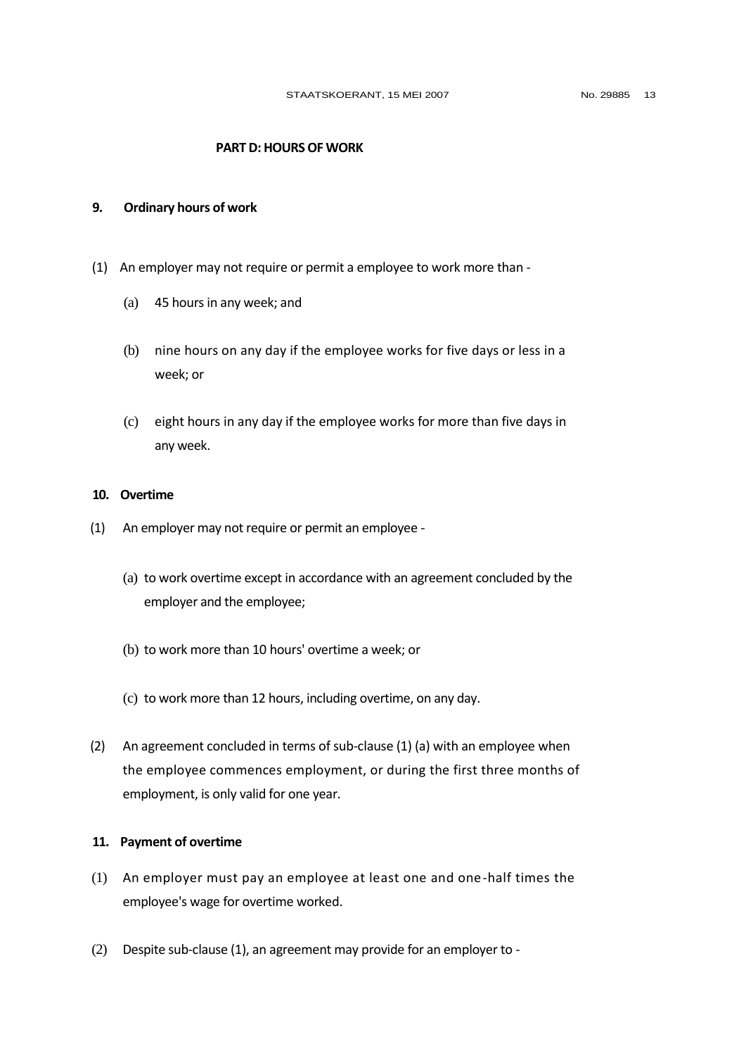## PART D: HOURS OF WORK

### 9. Ordinary hours of work

(1) An employer may not require or permit a employee to work more than -

(a) 45 hours in any week; and

(b) nine hours on any day if the employee works for five days or less in a week; or

(c) eight hours in any day if the employee works for more than five days in any week.

### 10. Overtime

(1) An employer may not require or permit an employee -

(a) to work overtime except in accordance with an agreement concluded by the employer and the employee;

(b) to work more than 10 hours' overtime a week; or

(c) to work more than 12 hours, including overtime, on any day.

(2) An agreement concluded in terms of sub-clause (1) (a) with an employee when the employee commences employment, or during the first three months of employment, is only valid for one year.

### 11. Payment of overtime

(1) An employer must pay an employee at least one and one-half times the employee's wage for overtime worked.

(2) Despite sub-clause (1), an agreement may provide for an employer to -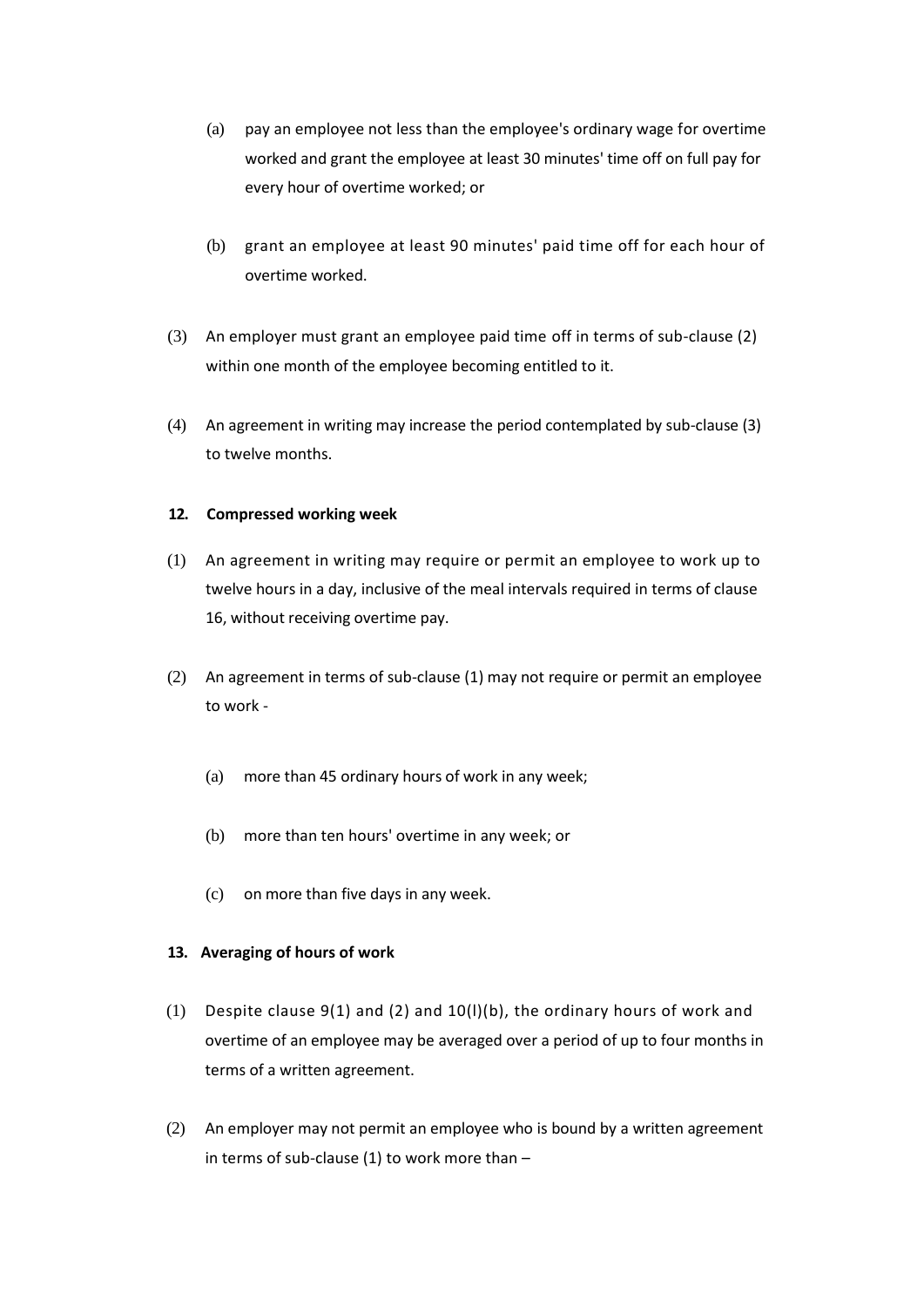(a) pay an employee not less than the employee's ordinary wage for overtime worked and grant the employee at least 30 minutes' time off on full pay for every hour of overtime worked; or

(b) grant an employee at least 90 minutes' paid time off for each hour of overtime worked.

(3) An employer must grant an employee paid time off in terms of sub-clause (2) within one month of the employee becoming entitled to it.

(4) An agreement in writing may increase the period contemplated by sub-clause (3) to twelve months.

**12. Compressed working week**

(1) An agreement in writing may require or permit an employee to work up to twelve hours in a day, inclusive of the meal intervals required in terms of clause 16, without receiving overtime pay.

(2) An agreement in terms of sub-clause (1) may not require or permit an employee to work -

(a) more than 45 ordinary hours of work in any week;

(b) more than ten hours' overtime in any week; or

(c) on more than five days in any week.

**13. Averaging of hours of work**

(1) Despite clause 9(1) and (2) and 10(l)(b), the ordinary hours of work and overtime of an employee may be averaged over a period of up to four months in terms of a written agreement.

(2) An employer may not permit an employee who is bound by a written agreement in terms of sub-clause (1) to work more than –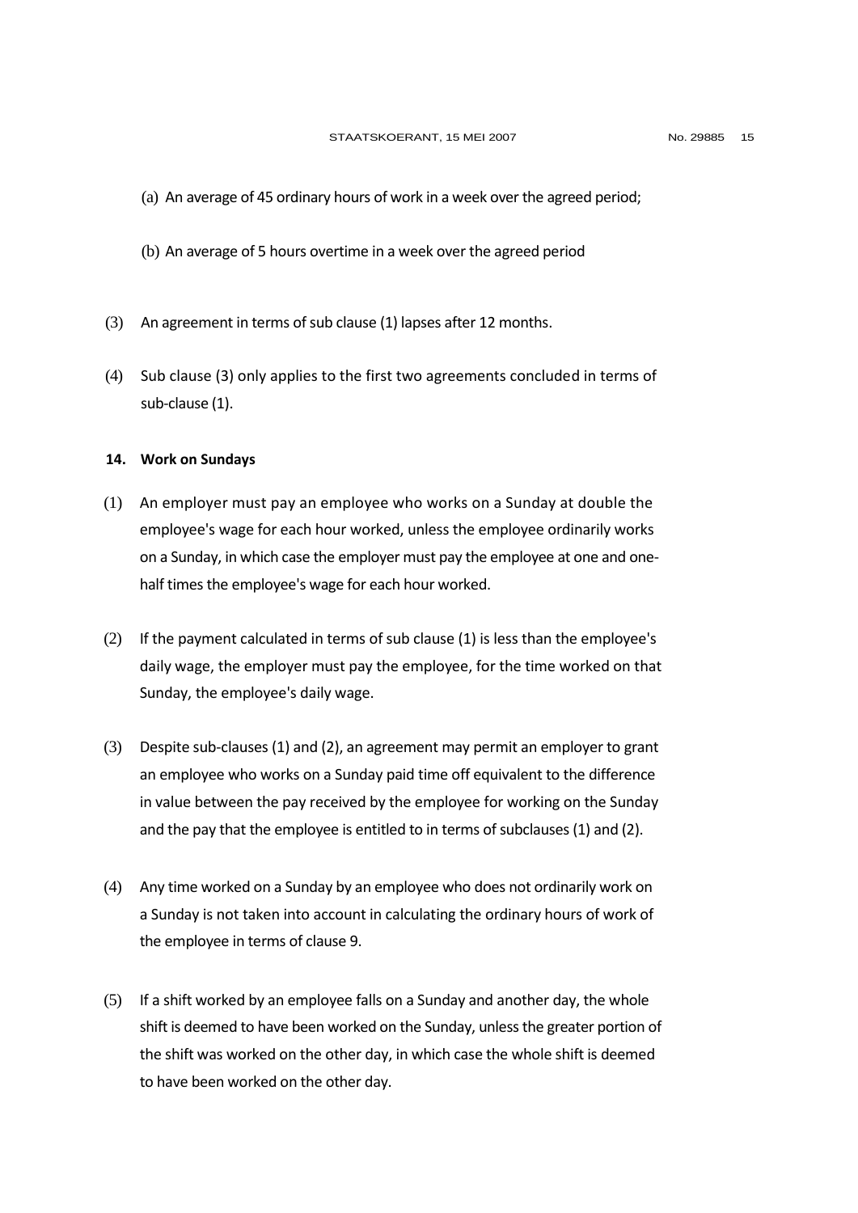(a) An average of 45 ordinary hours of work in a week over the agreed period;

(b) An average of 5 hours overtime in a week over the agreed period

(3) An agreement in terms of sub clause (1) lapses after 12 months.

(4) Sub clause (3) only applies to the first two agreements concluded in terms of sub-clause (1).

**14. Work on Sundays**

(1) An employer must pay an employee who works on a Sunday at double the employee's wage for each hour worked, unless the employee ordinarily works on a Sunday, in which case the employer must pay the employee at one and one-half times the employee's wage for each hour worked.

(2) If the payment calculated in terms of sub clause (1) is less than the employee's daily wage, the employer must pay the employee, for the time worked on that Sunday, the employee's daily wage.

(3) Despite sub-clauses (1) and (2), an agreement may permit an employer to grant an employee who works on a Sunday paid time off equivalent to the difference in value between the pay received by the employee for working on the Sunday and the pay that the employee is entitled to in terms of subclauses (1) and (2).

(4) Any time worked on a Sunday by an employee who does not ordinarily work on a Sunday is not taken into account in calculating the ordinary hours of work of the employee in terms of clause 9.

(5) If a shift worked by an employee falls on a Sunday and another day, the whole shift is deemed to have been worked on the Sunday, unless the greater portion of the shift was worked on the other day, in which case the whole shift is deemed to have been worked on the other day.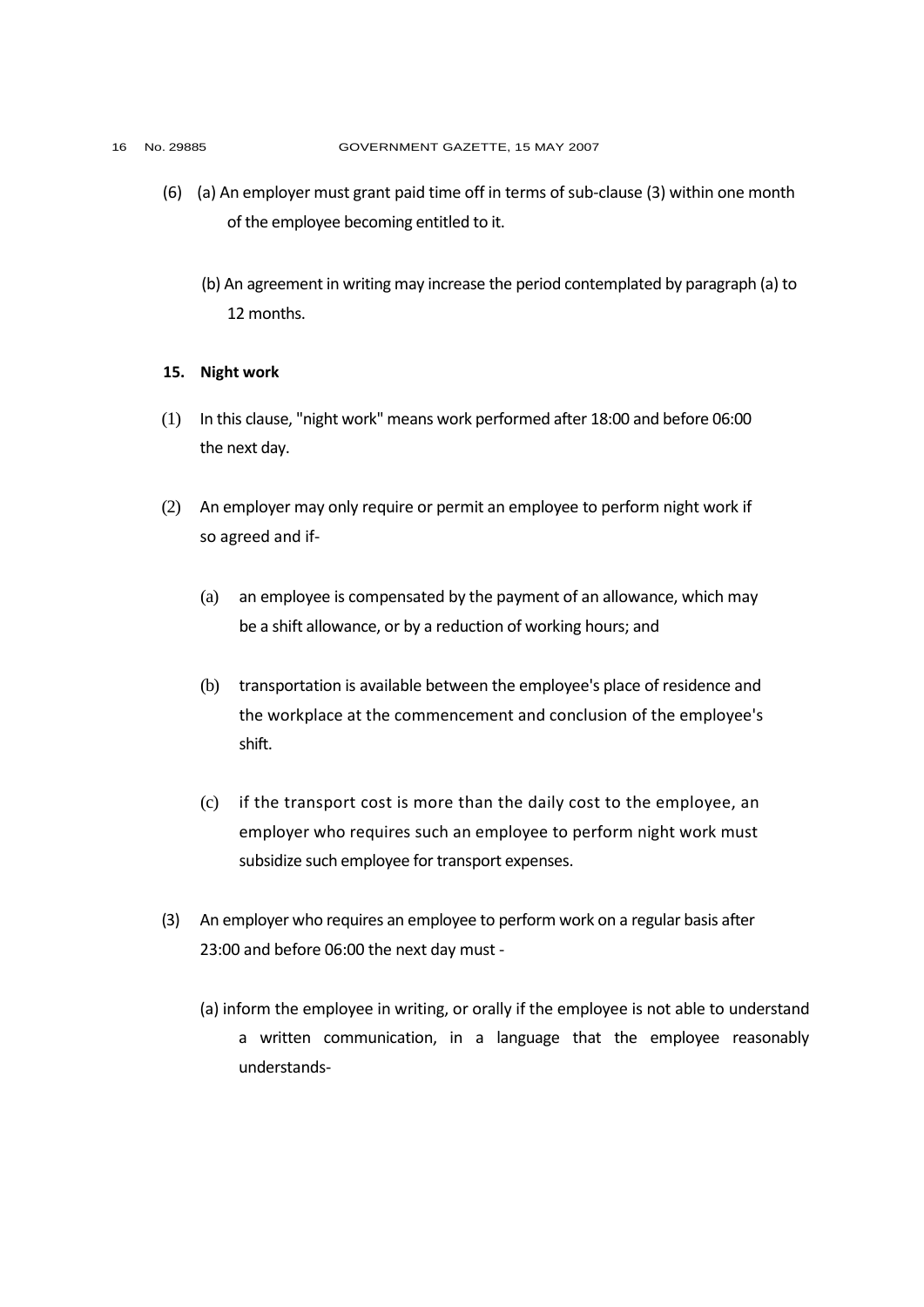(6) (a) An employer must grant paid time off in terms of sub-clause (3) within one month of the employee becoming entitled to it.

(b) An agreement in writing may increase the period contemplated by paragraph (a) to 12 months.

**15. Night work**

(1) In this clause, "night work" means work performed after 18:00 and before 06:00 the next day.

(2) An employer may only require or permit an employee to perform night work if so agreed and if-

(a) an employee is compensated by the payment of an allowance, which may be a shift allowance, or by a reduction of working hours; and

(b) transportation is available between the employee's place of residence and the workplace at the commencement and conclusion of the employee's shift.

(c) if the transport cost is more than the daily cost to the employee, an employer who requires such an employee to perform night work must subsidize such employee for transport expenses.

(3) An employer who requires an employee to perform work on a regular basis after 23:00 and before 06:00 the next day must -

(a) inform the employee in writing, or orally if the employee is not able to understand a written communication, in a language that the employee reasonably understands-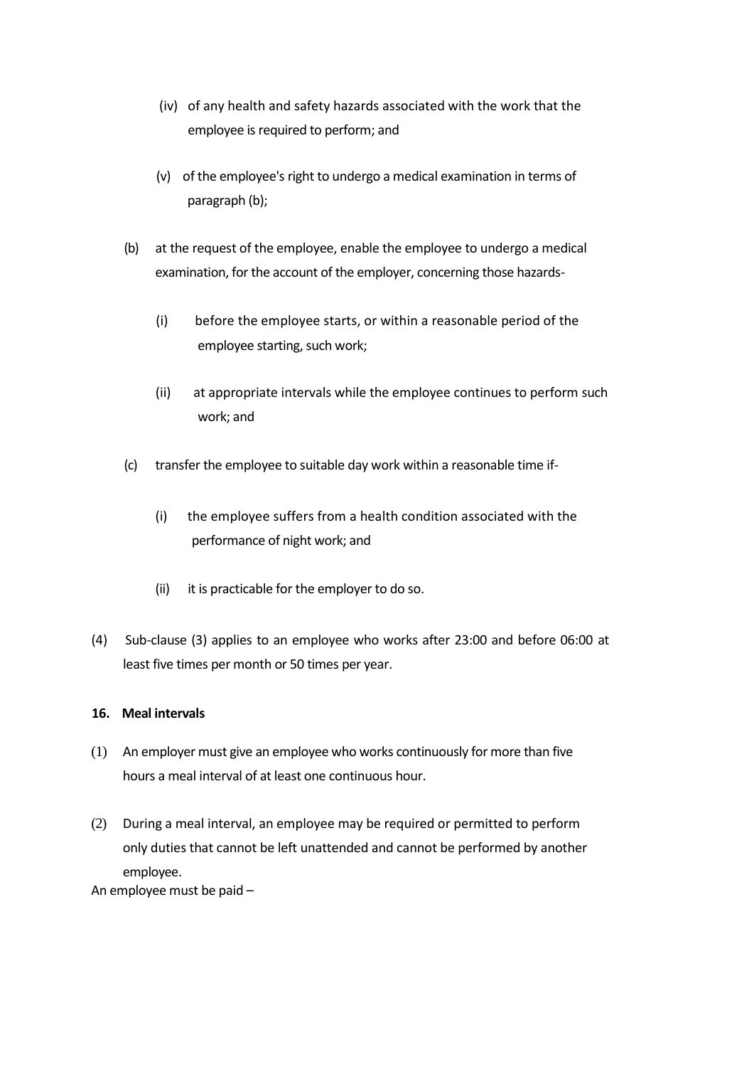(iv) of any health and safety hazards associated with the work that the employee is required to perform; and

(v) of the employee's right to undergo a medical examination in terms of paragraph (b);

(b) at the request of the employee, enable the employee to undergo a medical examination, for the account of the employer, concerning those hazards-

(i) before the employee starts, or within a reasonable period of the employee starting, such work;

(ii) at appropriate intervals while the employee continues to perform such work; and

(c) transfer the employee to suitable day work within a reasonable time if-

(i) the employee suffers from a health condition associated with the performance of night work; and

(ii) it is practicable for the employer to do so.

(4) Sub-clause (3) applies to an employee who works after 23:00 and before 06:00 at least five times per month or 50 times per year.

**16. Meal intervals**

(1) An employer must give an employee who works continuously for more than five hours a meal interval of at least one continuous hour.

(2) During a meal interval, an employee may be required or permitted to perform only duties that cannot be left unattended and cannot be performed by another employee.

An employee must be paid –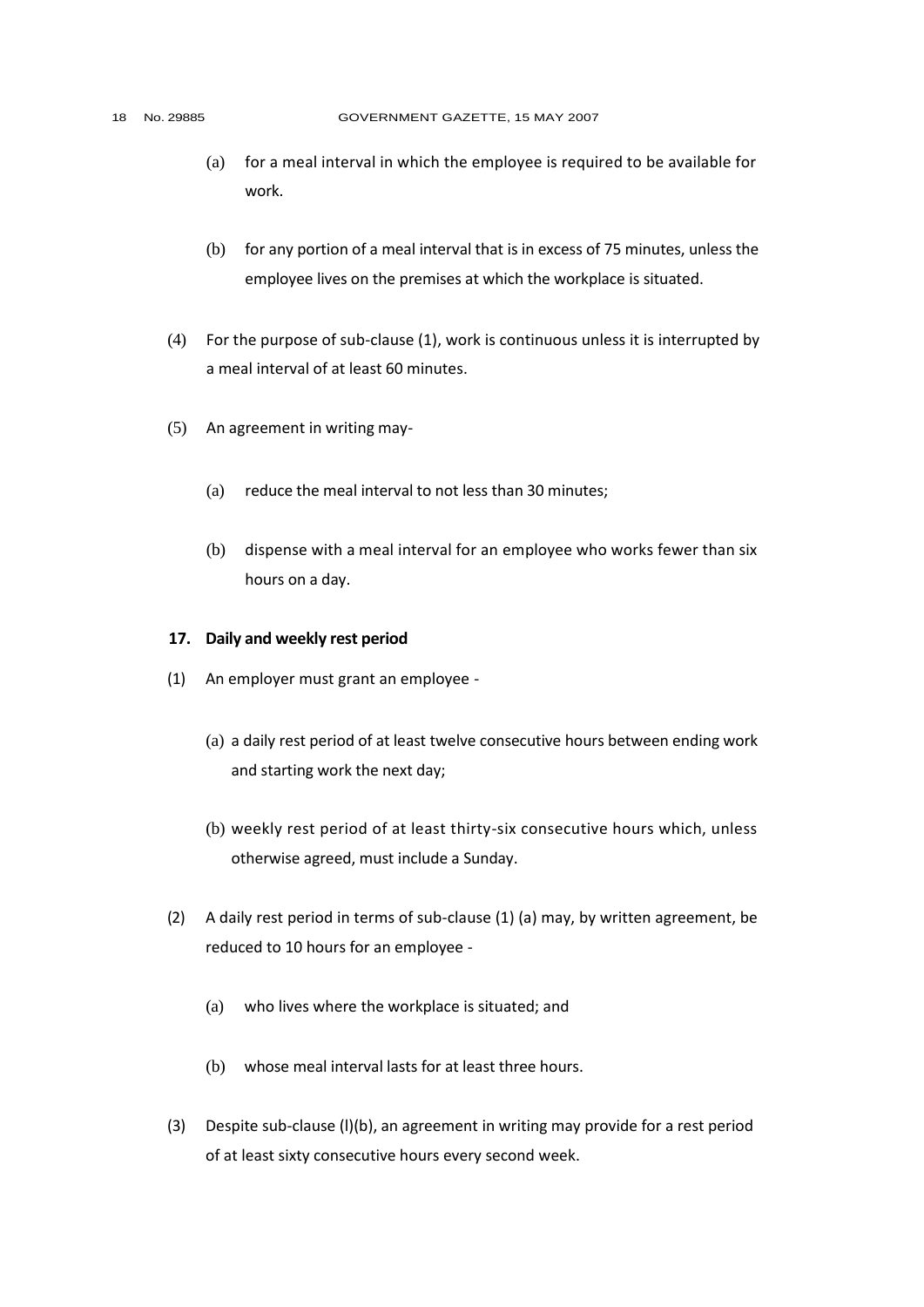(a) for a meal interval in which the employee is required to be available for work.

(b) for any portion of a meal interval that is in excess of 75 minutes, unless the employee lives on the premises at which the workplace is situated.

(4) For the purpose of sub-clause (1), work is continuous unless it is interrupted by a meal interval of at least 60 minutes.

(5) An agreement in writing may-

(a) reduce the meal interval to not less than 30 minutes;

(b) dispense with a meal interval for an employee who works fewer than six hours on a day.

**17. Daily and weekly rest period**

(1) An employer must grant an employee -

(a) a daily rest period of at least twelve consecutive hours between ending work and starting work the next day;

(b) weekly rest period of at least thirty-six consecutive hours which, unless otherwise agreed, must include a Sunday.

(2) A daily rest period in terms of sub-clause (1) (a) may, by written agreement, be reduced to 10 hours for an employee -

(a) who lives where the workplace is situated; and

(b) whose meal interval lasts for at least three hours.

(3) Despite sub-clause (l)(b), an agreement in writing may provide for a rest period of at least sixty consecutive hours every second week.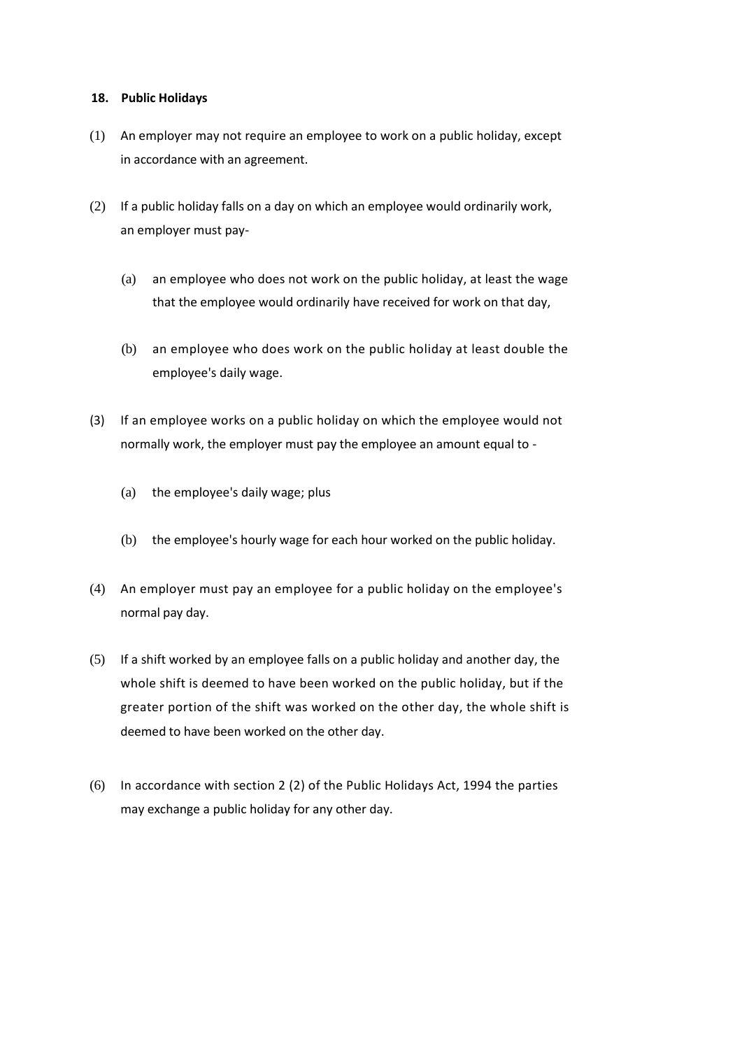### 18. Public Holidays

(1) An employer may not require an employee to work on a public holiday, except in accordance with an agreement.

(2) If a public holiday falls on a day on which an employee would ordinarily work, an employer must pay-

   (a) an employee who does not work on the public holiday, at least the wage that the employee would ordinarily have received for work on that day,

   (b) an employee who does work on the public holiday at least double the employee's daily wage.

(3) If an employee works on a public holiday on which the employee would not normally work, the employer must pay the employee an amount equal to -

   (a) the employee's daily wage; plus

   (b) the employee's hourly wage for each hour worked on the public holiday.

(4) An employer must pay an employee for a public holiday on the employee's normal pay day.

(5) If a shift worked by an employee falls on a public holiday and another day, the whole shift is deemed to have been worked on the public holiday, but if the greater portion of the shift was worked on the other day, the whole shift is deemed to have been worked on the other day.

(6) In accordance with section 2 (2) of the Public Holidays Act, 1994 the parties may exchange a public holiday for any other day.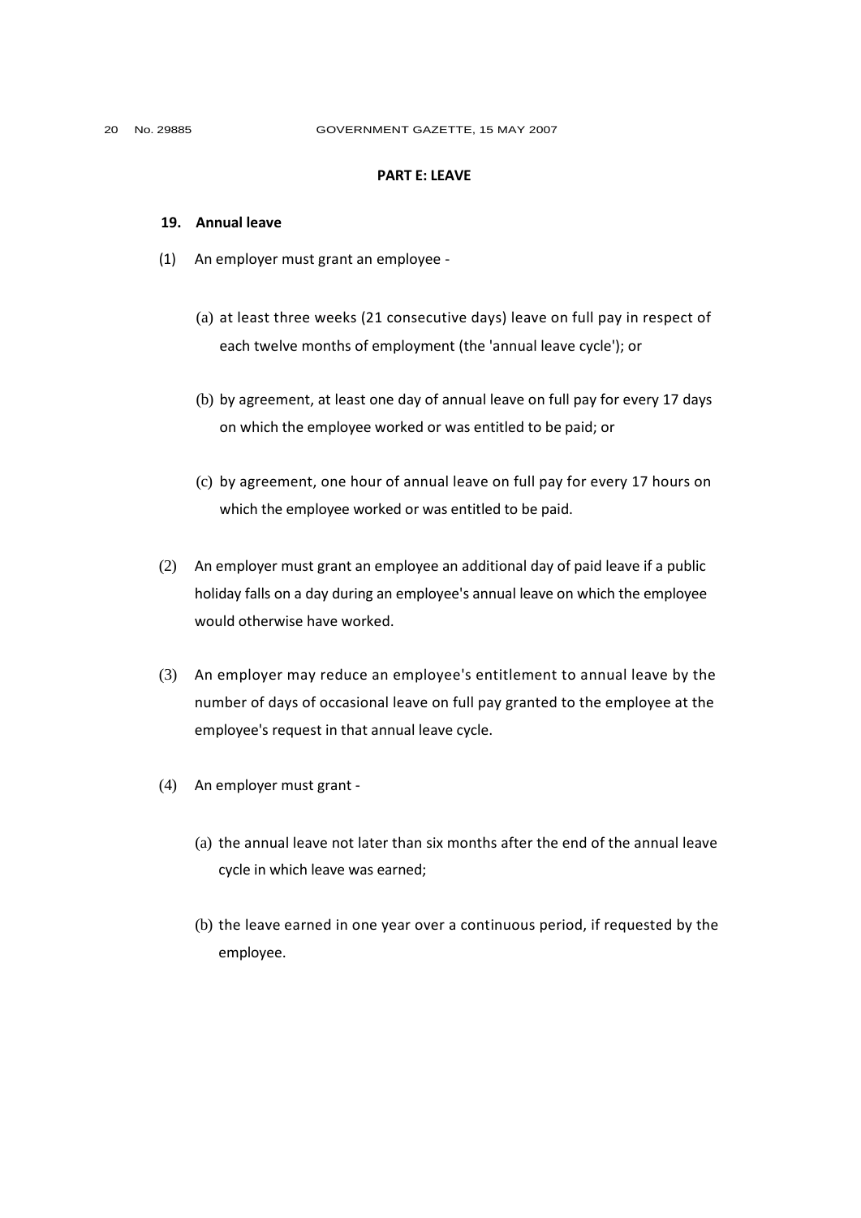## PART E: LEAVE

### 19. Annual leave

(1) An employer must grant an employee -

(a) at least three weeks (21 consecutive days) leave on full pay in respect of each twelve months of employment (the 'annual leave cycle'); or

(b) by agreement, at least one day of annual leave on full pay for every 17 days on which the employee worked or was entitled to be paid; or

(c) by agreement, one hour of annual leave on full pay for every 17 hours on which the employee worked or was entitled to be paid.

(2) An employer must grant an employee an additional day of paid leave if a public holiday falls on a day during an employee's annual leave on which the employee would otherwise have worked.

(3) An employer may reduce an employee's entitlement to annual leave by the number of days of occasional leave on full pay granted to the employee at the employee's request in that annual leave cycle.

(4) An employer must grant -

(a) the annual leave not later than six months after the end of the annual leave cycle in which leave was earned;

(b) the leave earned in one year over a continuous period, if requested by the employee.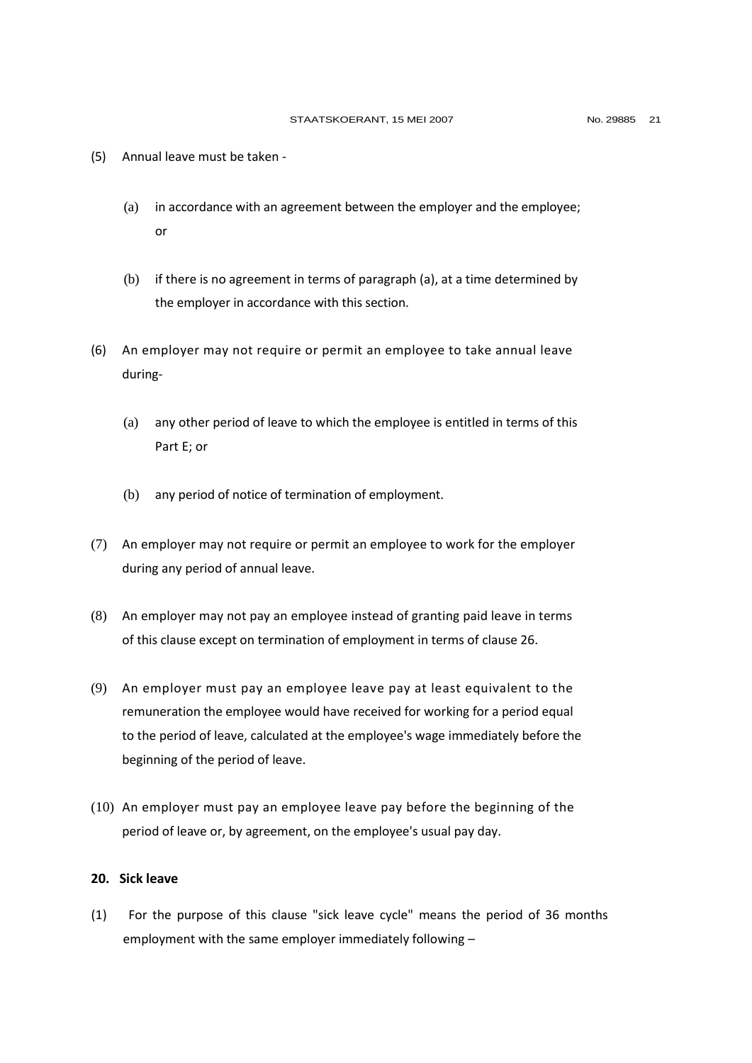(5) Annual leave must be taken -

(a) in accordance with an agreement between the employer and the employee; or

(b) if there is no agreement in terms of paragraph (a), at a time determined by the employer in accordance with this section.

(6) An employer may not require or permit an employee to take annual leave during-

(a) any other period of leave to which the employee is entitled in terms of this Part E; or

(b) any period of notice of termination of employment.

(7) An employer may not require or permit an employee to work for the employer during any period of annual leave.

(8) An employer may not pay an employee instead of granting paid leave in terms of this clause except on termination of employment in terms of clause 26.

(9) An employer must pay an employee leave pay at least equivalent to the remuneration the employee would have received for working for a period equal to the period of leave, calculated at the employee's wage immediately before the beginning of the period of leave.

(10) An employer must pay an employee leave pay before the beginning of the period of leave or, by agreement, on the employee's usual pay day.

**20. Sick leave**

(1) For the purpose of this clause "sick leave cycle" means the period of 36 months employment with the same employer immediately following –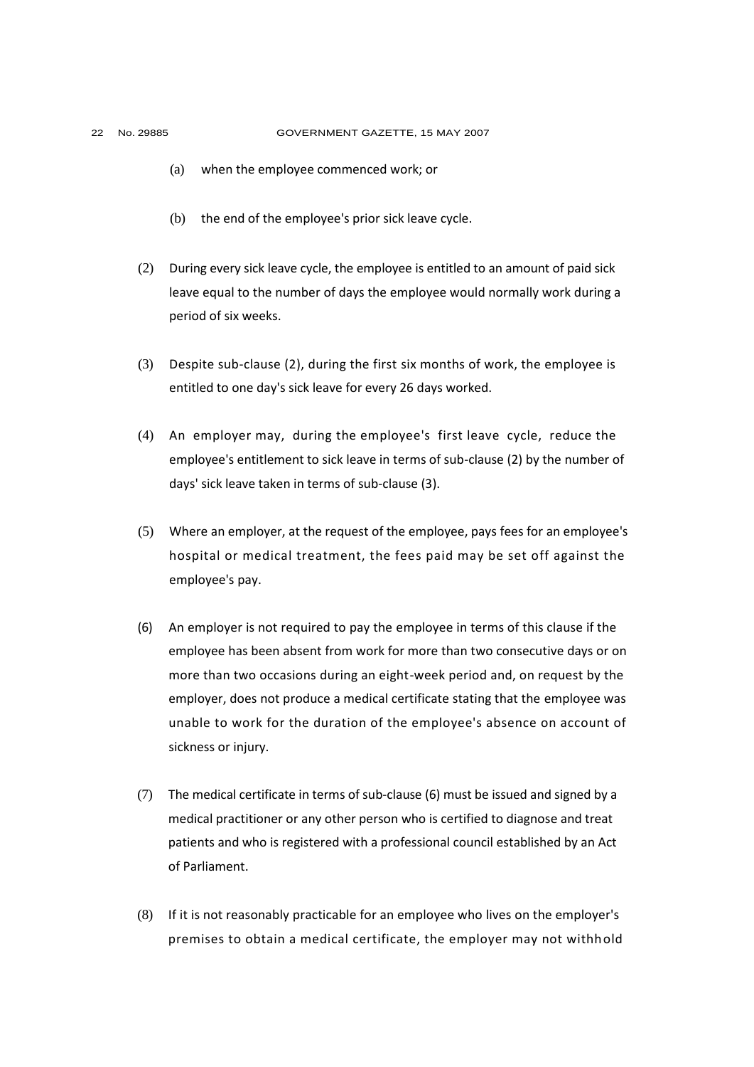(a) when the employee commenced work; or

(b) the end of the employee's prior sick leave cycle.

(2) During every sick leave cycle, the employee is entitled to an amount of paid sick leave equal to the number of days the employee would normally work during a period of six weeks.

(3) Despite sub-clause (2), during the first six months of work, the employee is entitled to one day's sick leave for every 26 days worked.

(4) An employer may, during the employee's first leave cycle, reduce the employee's entitlement to sick leave in terms of sub-clause (2) by the number of days' sick leave taken in terms of sub-clause (3).

(5) Where an employer, at the request of the employee, pays fees for an employee's hospital or medical treatment, the fees paid may be set off against the employee's pay.

(6) An employer is not required to pay the employee in terms of this clause if the employee has been absent from work for more than two consecutive days or on more than two occasions during an eight-week period and, on request by the employer, does not produce a medical certificate stating that the employee was unable to work for the duration of the employee's absence on account of sickness or injury.

(7) The medical certificate in terms of sub-clause (6) must be issued and signed by a medical practitioner or any other person who is certified to diagnose and treat patients and who is registered with a professional council established by an Act of Parliament.

(8) If it is not reasonably practicable for an employee who lives on the employer's premises to obtain a medical certificate, the employer may not withhold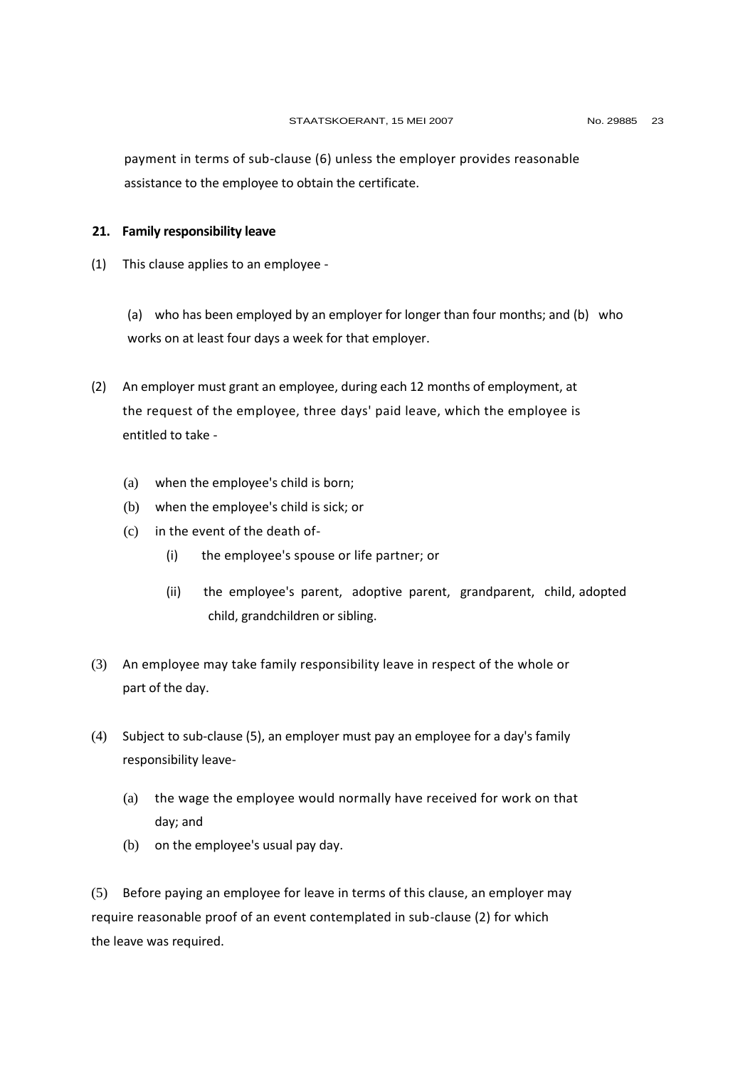payment in terms of sub-clause (6) unless the employer provides reasonable assistance to the employee to obtain the certificate.

**21. Family responsibility leave**

(1) This clause applies to an employee -

(a) who has been employed by an employer for longer than four months; and (b) who works on at least four days a week for that employer.

(2) An employer must grant an employee, during each 12 months of employment, at the request of the employee, three days' paid leave, which the employee is entitled to take -

(a) when the employee's child is born;

(b) when the employee's child is sick; or

(c) in the event of the death of-

(i) the employee's spouse or life partner; or

(ii) the employee's parent, adoptive parent, grandparent, child, adopted child, grandchildren or sibling.

(3) An employee may take family responsibility leave in respect of the whole or part of the day.

(4) Subject to sub-clause (5), an employer must pay an employee for a day's family responsibility leave-

(a) the wage the employee would normally have received for work on that day; and

(b) on the employee's usual pay day.

(5) Before paying an employee for leave in terms of this clause, an employer may require reasonable proof of an event contemplated in sub-clause (2) for which the leave was required.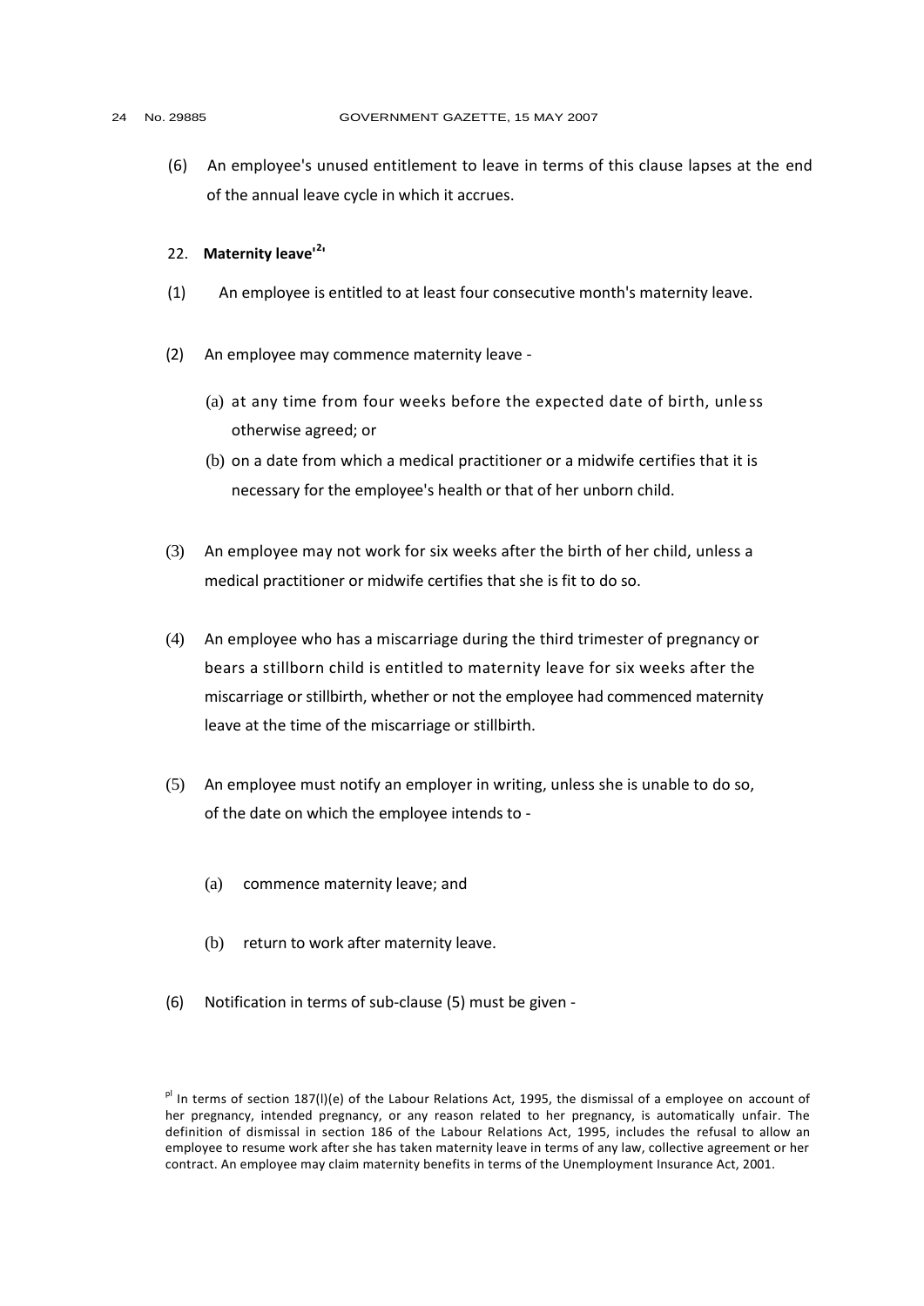(6) An employee's unused entitlement to leave in terms of this clause lapses at the end of the annual leave cycle in which it accrues.

22. **Maternity leave**[2]

(1) An employee is entitled to at least four consecutive month's maternity leave.

(2) An employee may commence maternity leave -

(a) at any time from four weeks before the expected date of birth, unless otherwise agreed; or

(b) on a date from which a medical practitioner or a midwife certifies that it is necessary for the employee's health or that of her unborn child.

(3) An employee may not work for six weeks after the birth of her child, unless a medical practitioner or midwife certifies that she is fit to do so.

(4) An employee who has a miscarriage during the third trimester of pregnancy or bears a stillborn child is entitled to maternity leave for six weeks after the miscarriage or stillbirth, whether or not the employee had commenced maternity leave at the time of the miscarriage or stillbirth.

(5) An employee must notify an employer in writing, unless she is unable to do so, of the date on which the employee intends to -

(a) commence maternity leave; and

(b) return to work after maternity leave.

(6) Notification in terms of sub-clause (5) must be given -

---

[2] In terms of section 187(l)(e) of the Labour Relations Act, 1995, the dismissal of a employee on account of her pregnancy, intended pregnancy, or any reason related to her pregnancy, is automatically unfair. The definition of dismissal in section 186 of the Labour Relations Act, 1995, includes the refusal to allow an employee to resume work after she has taken maternity leave in terms of any law, collective agreement or her contract. An employee may claim maternity benefits in terms of the Unemployment Insurance Act, 2001.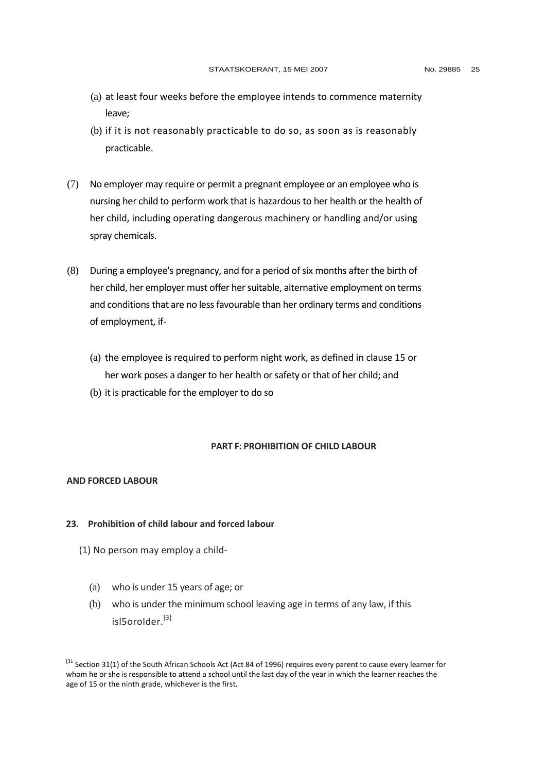(a) at least four weeks before the employee intends to commence maternity leave;

(b) if it is not reasonably practicable to do so, as soon as is reasonably practicable.

(7) No employer may require or permit a pregnant employee or an employee who is nursing her child to perform work that is hazardous to her health or the health of her child, including operating dangerous machinery or handling and/or using spray chemicals.

(8) During a employee's pregnancy, and for a period of six months after the birth of her child, her employer must offer her suitable, alternative employment on terms and conditions that are no less favourable than her ordinary terms and conditions of employment, if-

(a) the employee is required to perform night work, as defined in clause 15 or her work poses a danger to her health or safety or that of her child; and

(b) it is practicable for the employer to do so

**PART F: PROHIBITION OF CHILD LABOUR**

**AND FORCED LABOUR**

**23. Prohibition of child labour and forced labour**

(1) No person may employ a child-

(a) who is under 15 years of age; or

(b) who is under the minimum school leaving age in terms of any law, if this isl5orolder.[3]

[31 Section 31(1) of the South African Schools Act (Act 84 of 1996) requires every parent to cause every learner for whom he or she is responsible to attend a school until the last day of the year in which the learner reaches the age of 15 or the ninth grade, whichever is the first.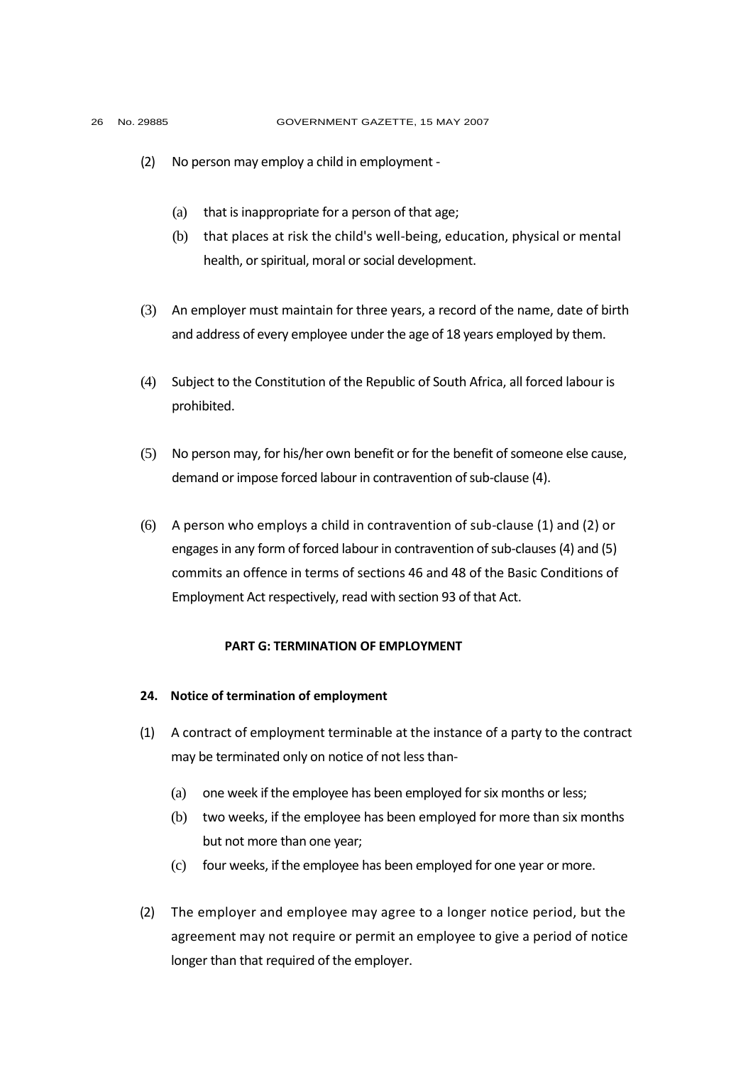(2) No person may employ a child in employment -

(a) that is inappropriate for a person of that age;

(b) that places at risk the child's well-being, education, physical or mental health, or spiritual, moral or social development.

(3) An employer must maintain for three years, a record of the name, date of birth and address of every employee under the age of 18 years employed by them.

(4) Subject to the Constitution of the Republic of South Africa, all forced labour is prohibited.

(5) No person may, for his/her own benefit or for the benefit of someone else cause, demand or impose forced labour in contravention of sub-clause (4).

(6) A person who employs a child in contravention of sub-clause (1) and (2) or engages in any form of forced labour in contravention of sub-clauses (4) and (5) commits an offence in terms of sections 46 and 48 of the Basic Conditions of Employment Act respectively, read with section 93 of that Act.

## PART G: TERMINATION OF EMPLOYMENT

### 24. Notice of termination of employment

(1) A contract of employment terminable at the instance of a party to the contract may be terminated only on notice of not less than-

(a) one week if the employee has been employed for six months or less;

(b) two weeks, if the employee has been employed for more than six months but not more than one year;

(c) four weeks, if the employee has been employed for one year or more.

(2) The employer and employee may agree to a longer notice period, but the agreement may not require or permit an employee to give a period of notice longer than that required of the employer.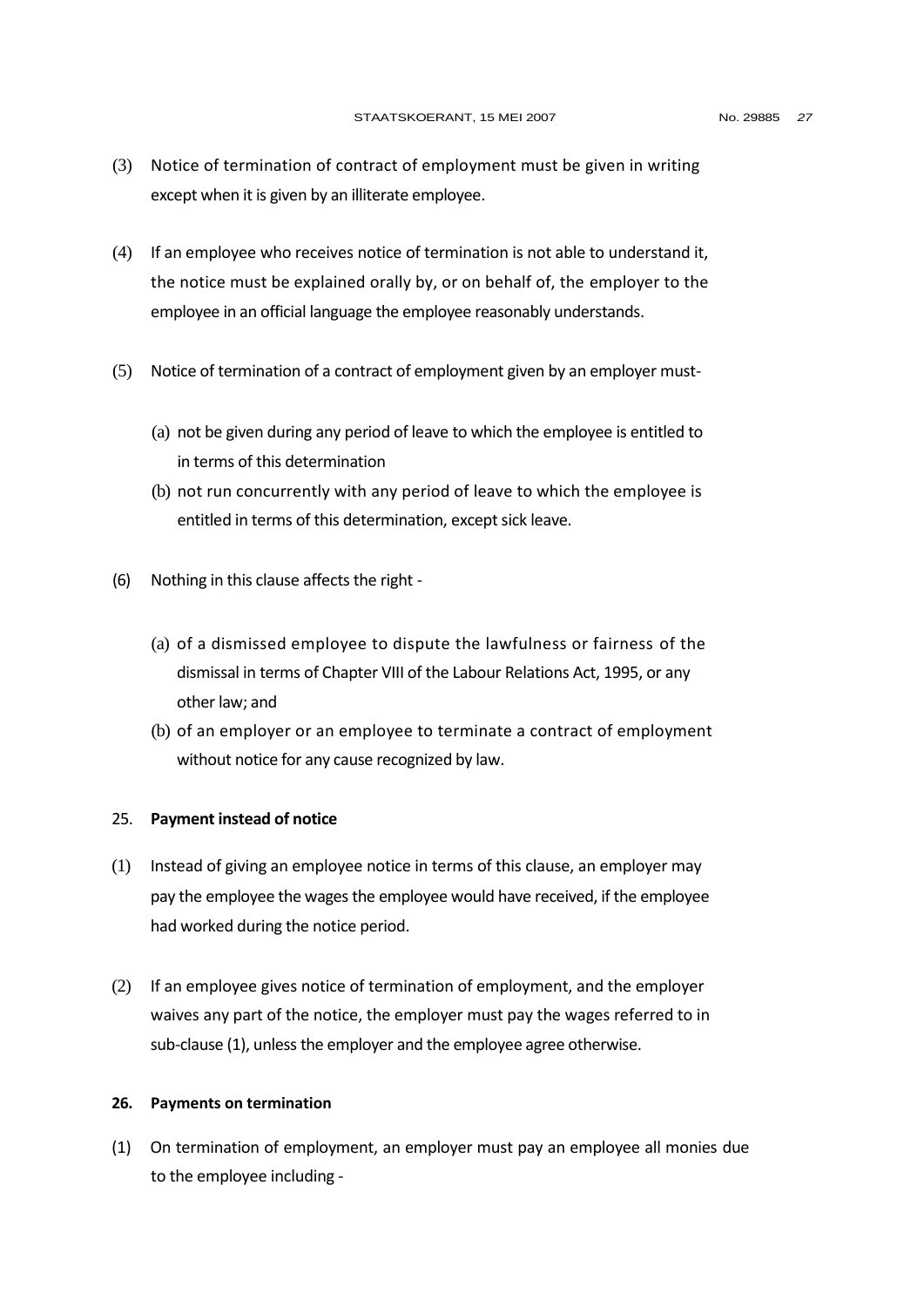(3) Notice of termination of contract of employment must be given in writing except when it is given by an illiterate employee.

(4) If an employee who receives notice of termination is not able to understand it, the notice must be explained orally by, or on behalf of, the employer to the employee in an official language the employee reasonably understands.

(5) Notice of termination of a contract of employment given by an employer must-

(a) not be given during any period of leave to which the employee is entitled to in terms of this determination

(b) not run concurrently with any period of leave to which the employee is entitled in terms of this determination, except sick leave.

(6) Nothing in this clause affects the right -

(a) of a dismissed employee to dispute the lawfulness or fairness of the dismissal in terms of Chapter VIII of the Labour Relations Act, 1995, or any other law; and

(b) of an employer or an employee to terminate a contract of employment without notice for any cause recognized by law.

25. **Payment instead of notice**

(1) Instead of giving an employee notice in terms of this clause, an employer may pay the employee the wages the employee would have received, if the employee had worked during the notice period.

(2) If an employee gives notice of termination of employment, and the employer waives any part of the notice, the employer must pay the wages referred to in sub-clause (1), unless the employer and the employee agree otherwise.

**26. Payments on termination**

(1) On termination of employment, an employer must pay an employee all monies due to the employee including -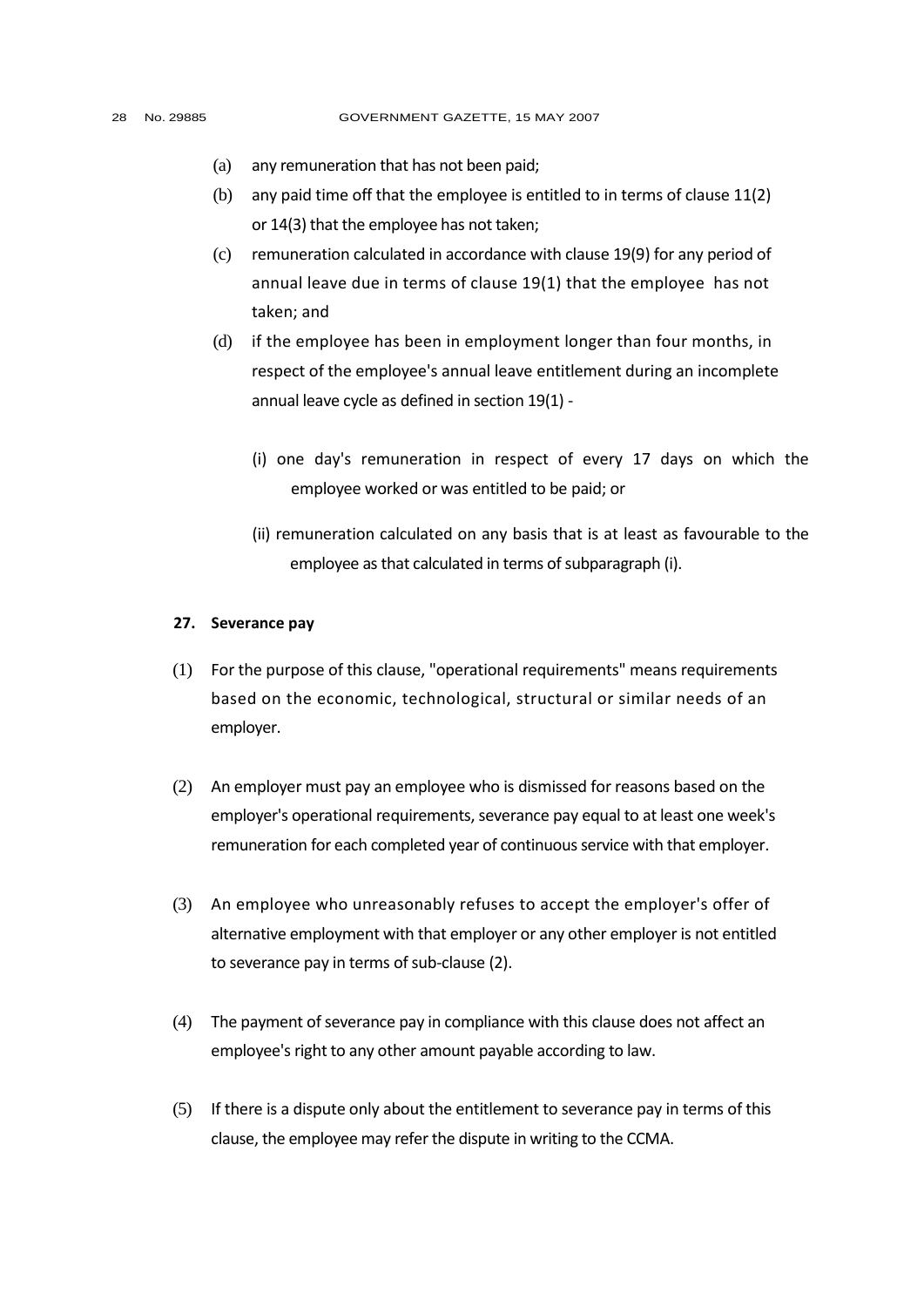(a) any remuneration that has not been paid;

(b) any paid time off that the employee is entitled to in terms of clause 11(2) or 14(3) that the employee has not taken;

(c) remuneration calculated in accordance with clause 19(9) for any period of annual leave due in terms of clause 19(1) that the employee has not taken; and

(d) if the employee has been in employment longer than four months, in respect of the employee's annual leave entitlement during an incomplete annual leave cycle as defined in section 19(1) -

(i) one day's remuneration in respect of every 17 days on which the employee worked or was entitled to be paid; or

(ii) remuneration calculated on any basis that is at least as favourable to the employee as that calculated in terms of subparagraph (i).

**27. Severance pay**

(1) For the purpose of this clause, "operational requirements" means requirements based on the economic, technological, structural or similar needs of an employer.

(2) An employer must pay an employee who is dismissed for reasons based on the employer's operational requirements, severance pay equal to at least one week's remuneration for each completed year of continuous service with that employer.

(3) An employee who unreasonably refuses to accept the employer's offer of alternative employment with that employer or any other employer is not entitled to severance pay in terms of sub-clause (2).

(4) The payment of severance pay in compliance with this clause does not affect an employee's right to any other amount payable according to law.

(5) If there is a dispute only about the entitlement to severance pay in terms of this clause, the employee may refer the dispute in writing to the CCMA.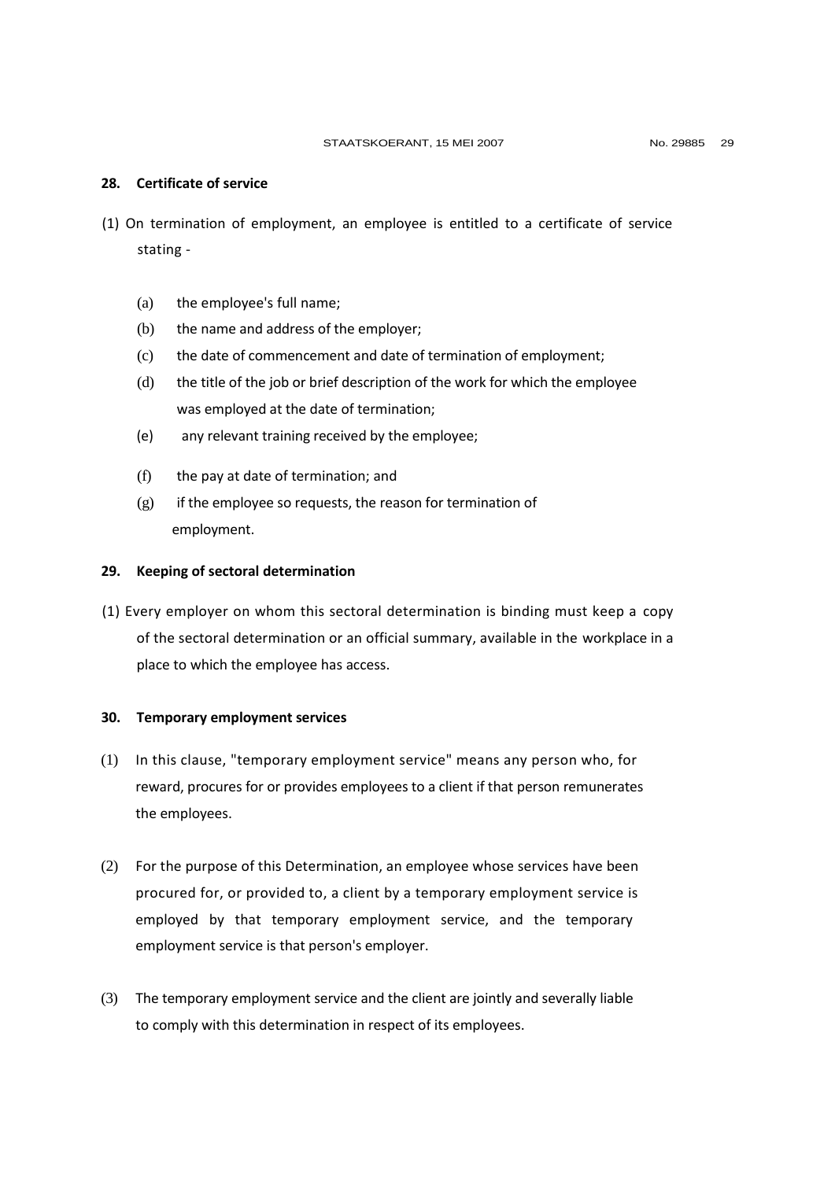## 28. Certificate of service

(1) On termination of employment, an employee is entitled to a certificate of service stating -

- (a) the employee's full name;
- (b) the name and address of the employer;
- (c) the date of commencement and date of termination of employment;
- (d) the title of the job or brief description of the work for which the employee was employed at the date of termination;
- (e) any relevant training received by the employee;
- (f) the pay at date of termination; and
- (g) if the employee so requests, the reason for termination of employment.

## 29. Keeping of sectoral determination

(1) Every employer on whom this sectoral determination is binding must keep a copy of the sectoral determination or an official summary, available in the workplace in a place to which the employee has access.

## 30. Temporary employment services

(1) In this clause, "temporary employment service" means any person who, for reward, procures for or provides employees to a client if that person remunerates the employees.

(2) For the purpose of this Determination, an employee whose services have been procured for, or provided to, a client by a temporary employment service is employed by that temporary employment service, and the temporary employment service is that person's employer.

(3) The temporary employment service and the client are jointly and severally liable to comply with this determination in respect of its employees.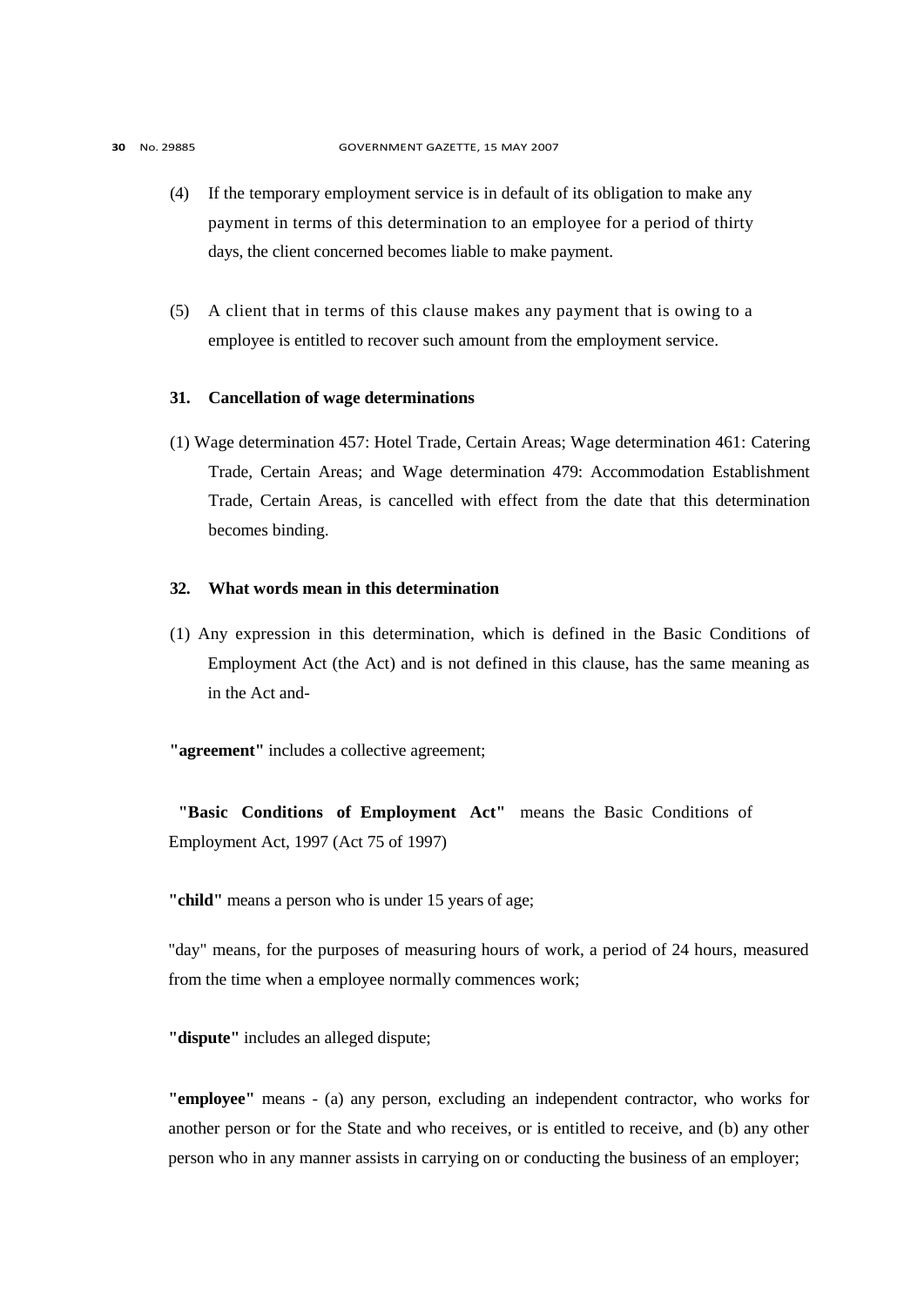(4) If the temporary employment service is in default of its obligation to make any payment in terms of this determination to an employee for a period of thirty days, the client concerned becomes liable to make payment.

(5) A client that in terms of this clause makes any payment that is owing to a employee is entitled to recover such amount from the employment service.

**31. Cancellation of wage determinations**

(1) Wage determination 457: Hotel Trade, Certain Areas; Wage determination 461: Catering Trade, Certain Areas; and Wage determination 479: Accommodation Establishment Trade, Certain Areas, is cancelled with effect from the date that this determination becomes binding.

**32. What words mean in this determination**

(1) Any expression in this determination, which is defined in the Basic Conditions of Employment Act (the Act) and is not defined in this clause, has the same meaning as in the Act and-

**"agreement"** includes a collective agreement;

**"Basic Conditions of Employment Act"** means the Basic Conditions of Employment Act, 1997 (Act 75 of 1997)

**"child"** means a person who is under 15 years of age;

"day" means, for the purposes of measuring hours of work, a period of 24 hours, measured from the time when a employee normally commences work;

**"dispute"** includes an alleged dispute;

**"employee"** means - (a) any person, excluding an independent contractor, who works for another person or for the State and who receives, or is entitled to receive, and (b) any other person who in any manner assists in carrying on or conducting the business of an employer;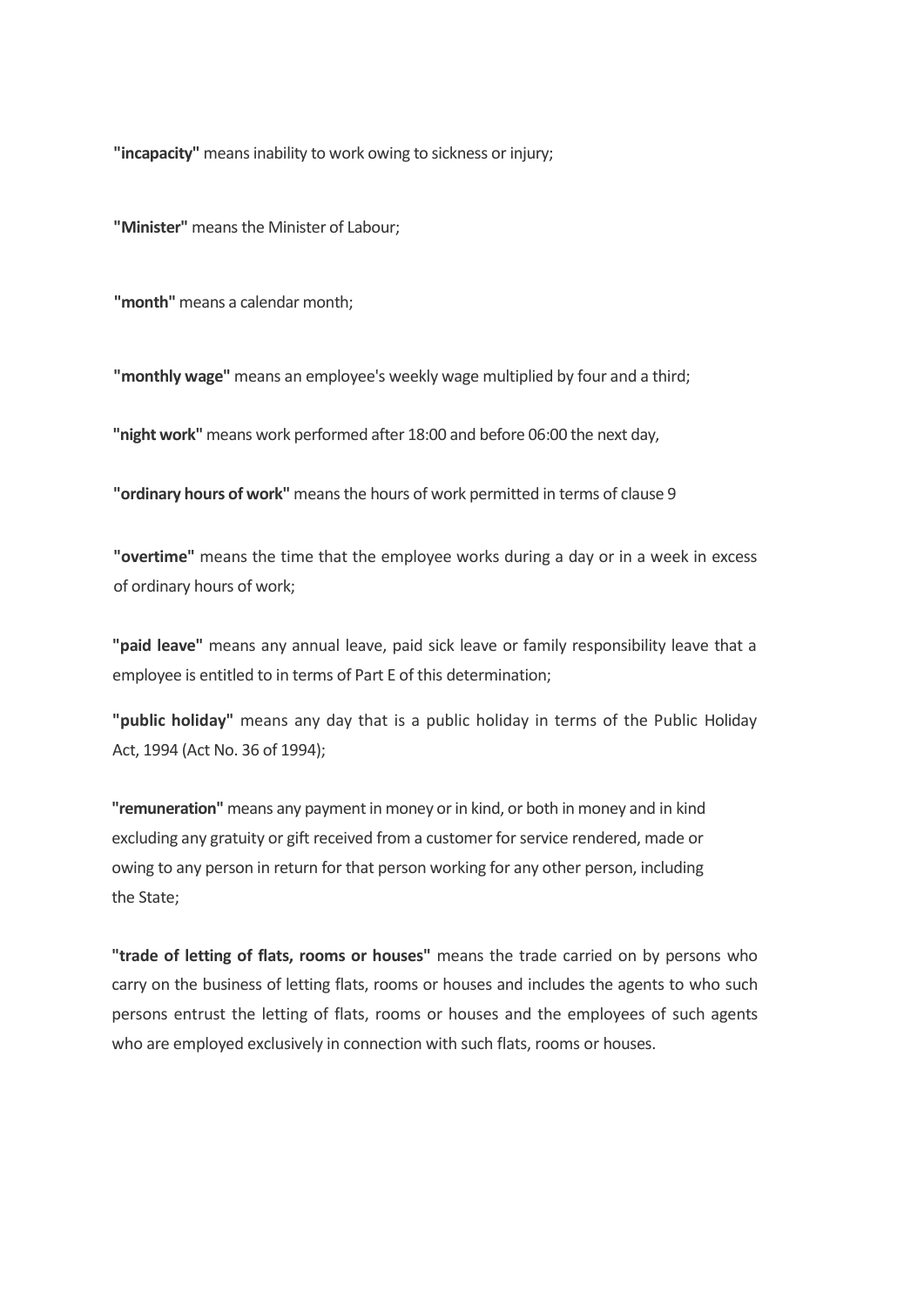**"incapacity"** means inability to work owing to sickness or injury;

**"Minister"** means the Minister of Labour;

**"month"** means a calendar month;

**"monthly wage"** means an employee's weekly wage multiplied by four and a third;

**"night work"** means work performed after 18:00 and before 06:00 the next day,

**"ordinary hours of work"** means the hours of work permitted in terms of clause 9

**"overtime"** means the time that the employee works during a day or in a week in excess of ordinary hours of work;

**"paid leave"** means any annual leave, paid sick leave or family responsibility leave that a employee is entitled to in terms of Part E of this determination;

**"public holiday"** means any day that is a public holiday in terms of the Public Holiday Act, 1994 (Act No. 36 of 1994);

**"remuneration"** means any payment in money or in kind, or both in money and in kind excluding any gratuity or gift received from a customer for service rendered, made or owing to any person in return for that person working for any other person, including the State;

**"trade of letting of flats, rooms or houses"** means the trade carried on by persons who carry on the business of letting flats, rooms or houses and includes the agents to who such persons entrust the letting of flats, rooms or houses and the employees of such agents who are employed exclusively in connection with such flats, rooms or houses.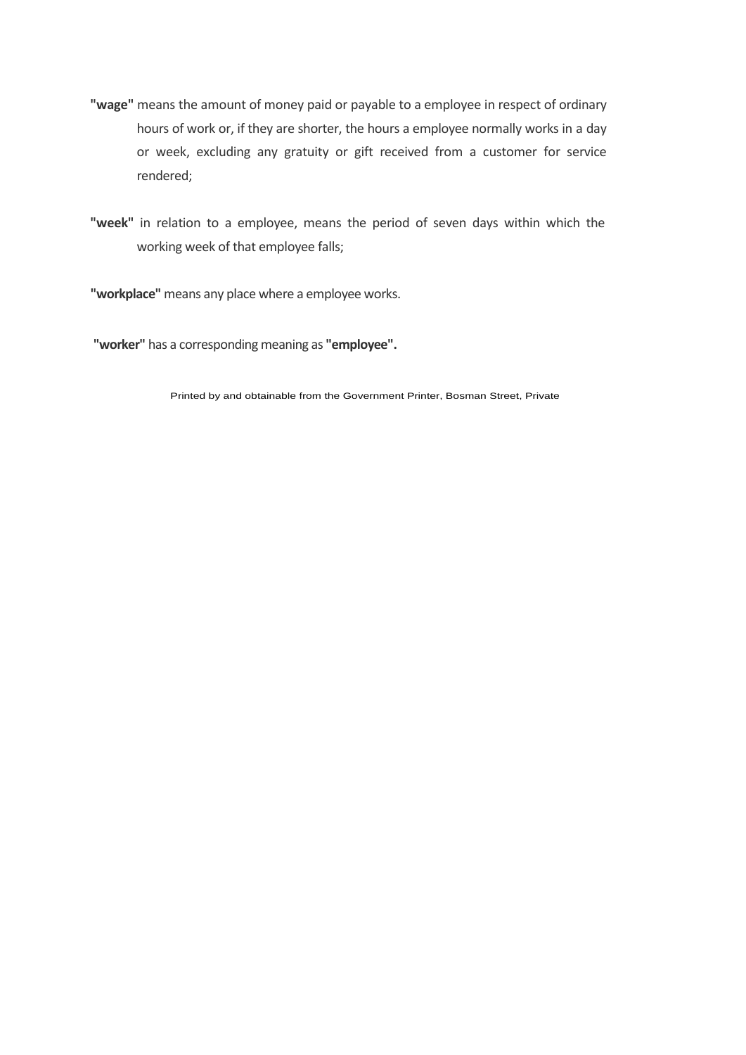**"wage"** means the amount of money paid or payable to a employee in respect of ordinary hours of work or, if they are shorter, the hours a employee normally works in a day or week, excluding any gratuity or gift received from a customer for service rendered;

**"week"** in relation to a employee, means the period of seven days within which the working week of that employee falls;

**"workplace"** means any place where a employee works.

**"worker"** has a corresponding meaning as **"employee".**

Printed by and obtainable from the Government Printer, Bosman Street, Private